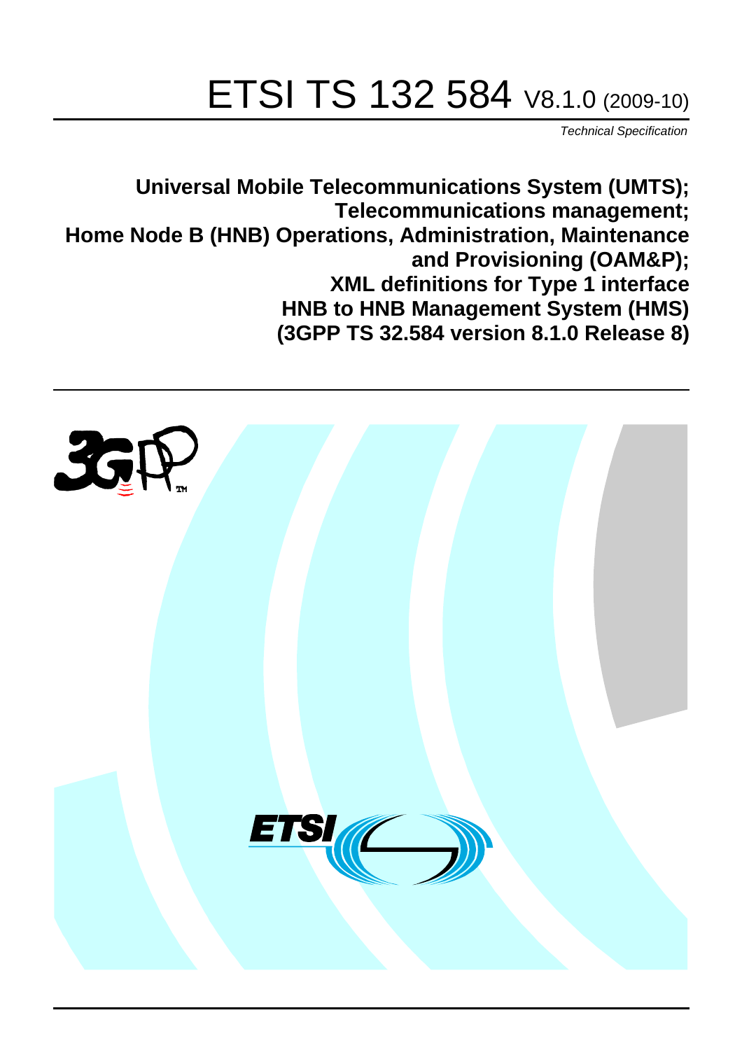# ETSI TS 132 584 V8.1.0 (2009-10)

*Technical Specification*

**Universal Mobile Telecommunications System (UMTS); Telecommunications management; Home Node B (HNB) Operations, Administration, Maintenance and Provisioning (OAM&P); XML definitions for Type 1 interface HNB to HNB Management System (HMS) (3GPP TS 32.584 version 8.1.0 Release 8)**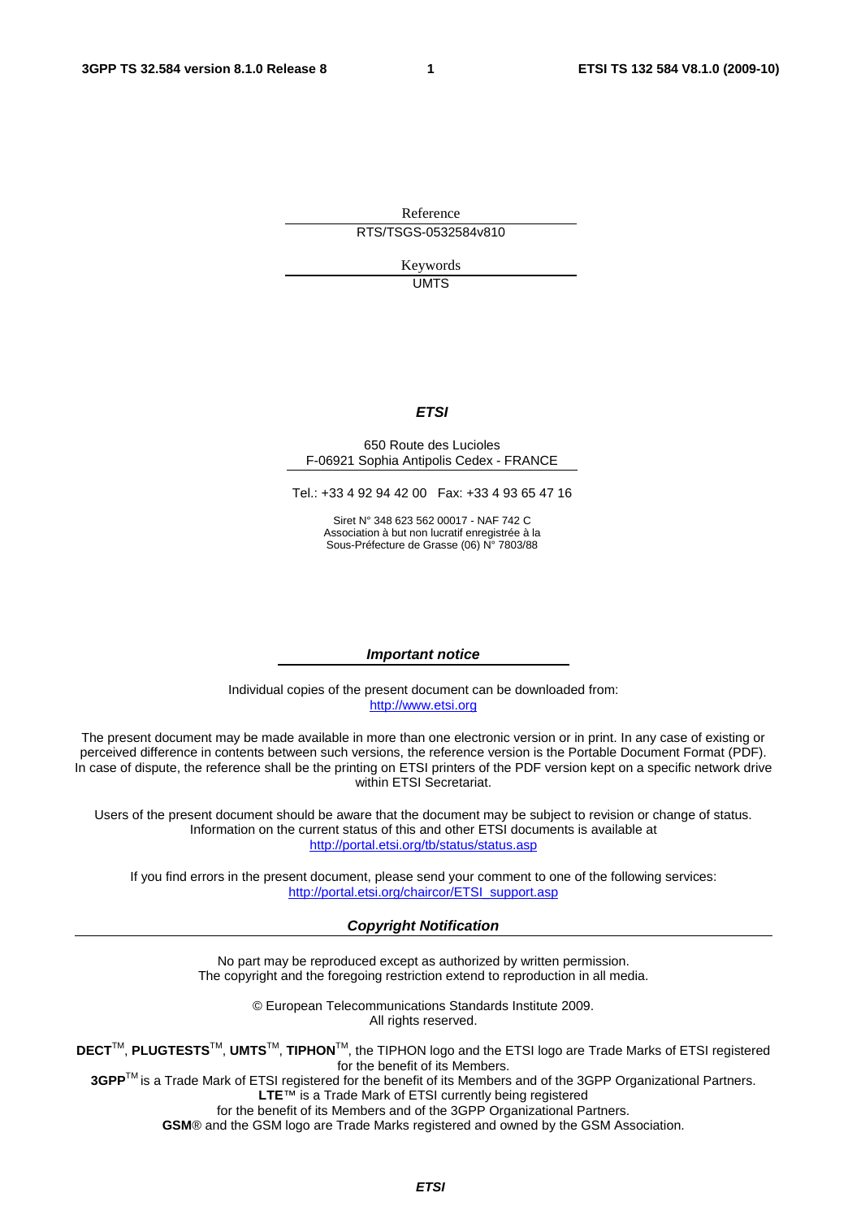Reference

RTS/TSGS-0532584v810

Keywords

UMTS

***ETSI***

650 Route des Lucioles
F-06921 Sophia Antipolis Cedex - FRANCE

Tel.: +33 4 92 94 42 00 Fax: +33 4 93 65 47 16

Siret N° 348 623 562 00017 - NAF 742 C
Association à but non lucratif enregistrée à la
Sous-Préfecture de Grasse (06) N° 7803/88

***Important notice***

Individual copies of the present document can be downloaded from:
http://www.etsi.org

The present document may be made available in more than one electronic version or in print. In any case of existing or perceived difference in contents between such versions, the reference version is the Portable Document Format (PDF). In case of dispute, the reference shall be the printing on ETSI printers of the PDF version kept on a specific network drive within ETSI Secretariat.

Users of the present document should be aware that the document may be subject to revision or change of status. Information on the current status of this and other ETSI documents is available at
http://portal.etsi.org/tb/status/status.asp

If you find errors in the present document, please send your comment to one of the following services:
http://portal.etsi.org/chaircor/ETSI_support.asp

***Copyright Notification***

No part may be reproduced except as authorized by written permission.
The copyright and the foregoing restriction extend to reproduction in all media.

© European Telecommunications Standards Institute 2009.
All rights reserved.

**DECT**TM, **PLUGTESTS**TM, **UMTS**TM, **TIPHON**TM, the TIPHON logo and the ETSI logo are Trade Marks of ETSI registered for the benefit of its Members.
**3GPP**TM is a Trade Mark of ETSI registered for the benefit of its Members and of the 3GPP Organizational Partners.
**LTE**™ is a Trade Mark of ETSI currently being registered
for the benefit of its Members and of the 3GPP Organizational Partners.
**GSM**® and the GSM logo are Trade Marks registered and owned by the GSM Association.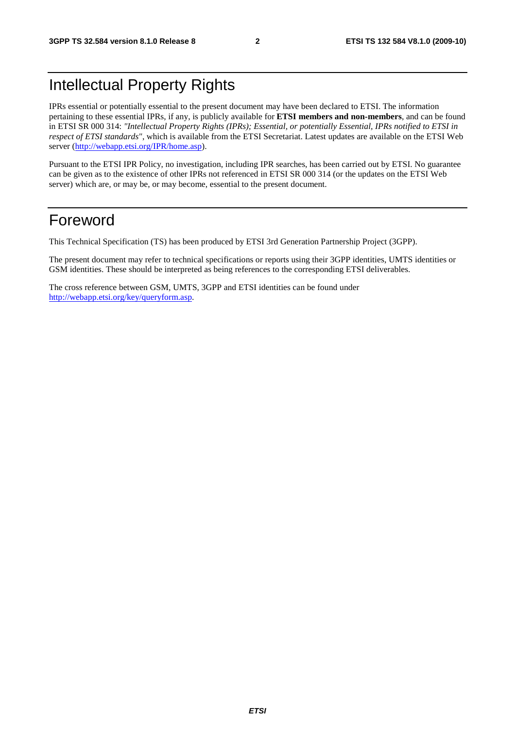# Intellectual Property Rights

IPRs essential or potentially essential to the present document may have been declared to ETSI. The information pertaining to these essential IPRs, if any, is publicly available for **ETSI members and non-members**, and can be found in ETSI SR 000 314: *"Intellectual Property Rights (IPRs); Essential, or potentially Essential, IPRs notified to ETSI in respect of ETSI standards"*, which is available from the ETSI Secretariat. Latest updates are available on the ETSI Web server (http://webapp.etsi.org/IPR/home.asp).

Pursuant to the ETSI IPR Policy, no investigation, including IPR searches, has been carried out by ETSI. No guarantee can be given as to the existence of other IPRs not referenced in ETSI SR 000 314 (or the updates on the ETSI Web server) which are, or may be, or may become, essential to the present document.

# Foreword

This Technical Specification (TS) has been produced by ETSI 3rd Generation Partnership Project (3GPP).

The present document may refer to technical specifications or reports using their 3GPP identities, UMTS identities or GSM identities. These should be interpreted as being references to the corresponding ETSI deliverables.

The cross reference between GSM, UMTS, 3GPP and ETSI identities can be found under http://webapp.etsi.org/key/queryform.asp.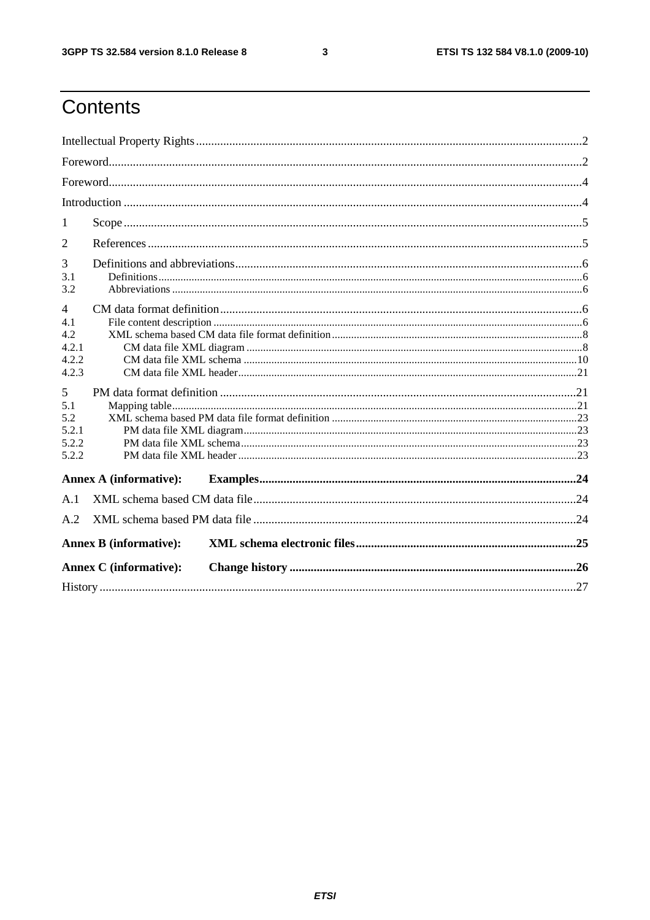# Contents

Intellectual Property Rights ..... 2

Foreword ..... 2

Foreword ..... 4

Introduction ..... 4

1 Scope ..... 5

2 References ..... 5

3 Definitions and abbreviations ..... 6

3.1 Definitions ..... 6

3.2 Abbreviations ..... 6

4 CM data format definition ..... 6

4.1 File content description ..... 6

4.2 XML schema based CM data file format definition ..... 8

4.2.1 CM data file XML diagram ..... 8

4.2.2 CM data file XML schema ..... 10

4.2.3 CM data file XML header ..... 21

5 PM data format definition ..... 21

5.1 Mapping table ..... 21

5.2 XML schema based PM data file format definition ..... 23

5.2.1 PM data file XML diagram ..... 23

5.2.2 PM data file XML schema ..... 23

5.2.2 PM data file XML header ..... 23

**Annex A (informative): Examples ..... 24**

A.1 XML schema based CM data file ..... 24

A.2 XML schema based PM data file ..... 24

**Annex B (informative): XML schema electronic files ..... 25**

**Annex C (informative): Change history ..... 26**

History ..... 27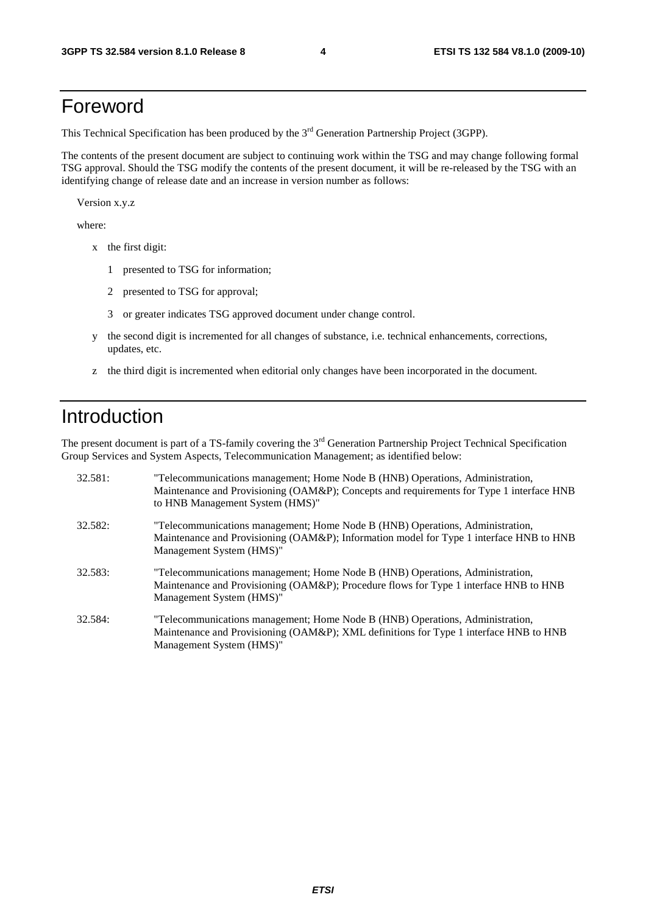# Foreword

This Technical Specification has been produced by the 3rd Generation Partnership Project (3GPP).

The contents of the present document are subject to continuing work within the TSG and may change following formal TSG approval. Should the TSG modify the contents of the present document, it will be re-released by the TSG with an identifying change of release date and an increase in version number as follows:

Version x.y.z

where:

- x the first digit:
  - 1 presented to TSG for information;
  - 2 presented to TSG for approval;
  - 3 or greater indicates TSG approved document under change control.
- y the second digit is incremented for all changes of substance, i.e. technical enhancements, corrections, updates, etc.
- z the third digit is incremented when editorial only changes have been incorporated in the document.

# Introduction

The present document is part of a TS-family covering the 3rd Generation Partnership Project Technical Specification Group Services and System Aspects, Telecommunication Management; as identified below:

| | |
|---|---|
| 32.581: | "Telecommunications management; Home Node B (HNB) Operations, Administration, Maintenance and Provisioning (OAM&P); Concepts and requirements for Type 1 interface HNB to HNB Management System (HMS)" |
| 32.582: | "Telecommunications management; Home Node B (HNB) Operations, Administration, Maintenance and Provisioning (OAM&P); Information model for Type 1 interface HNB to HNB Management System (HMS)" |
| 32.583: | "Telecommunications management; Home Node B (HNB) Operations, Administration, Maintenance and Provisioning (OAM&P); Procedure flows for Type 1 interface HNB to HNB Management System (HMS)" |
| 32.584: | "Telecommunications management; Home Node B (HNB) Operations, Administration, Maintenance and Provisioning (OAM&P); XML definitions for Type 1 interface HNB to HNB Management System (HMS)" |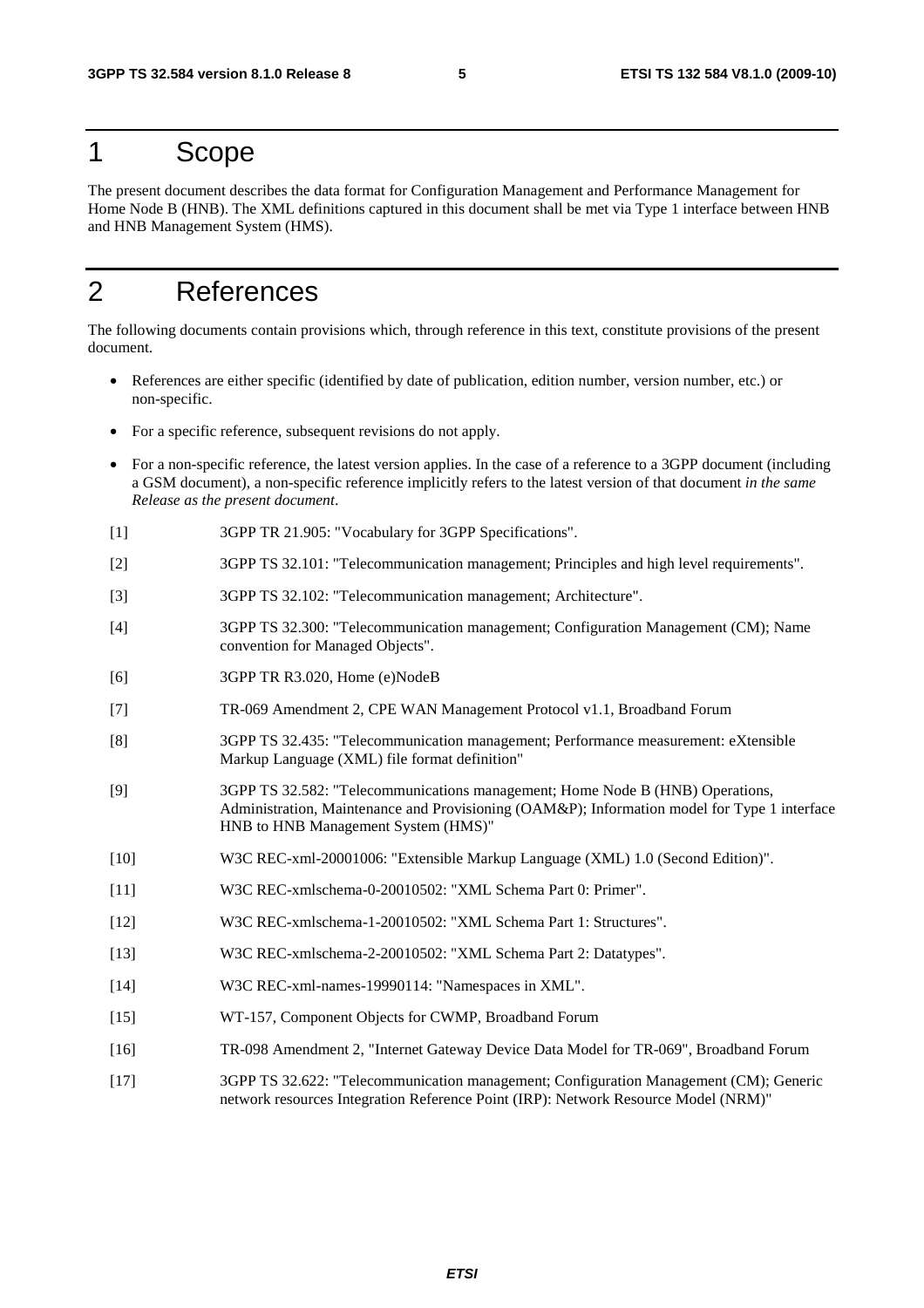# 1 Scope

The present document describes the data format for Configuration Management and Performance Management for Home Node B (HNB). The XML definitions captured in this document shall be met via Type 1 interface between HNB and HNB Management System (HMS).

# 2 References

The following documents contain provisions which, through reference in this text, constitute provisions of the present document.

- References are either specific (identified by date of publication, edition number, version number, etc.) or non-specific.
- For a specific reference, subsequent revisions do not apply.
- For a non-specific reference, the latest version applies. In the case of a reference to a 3GPP document (including a GSM document), a non-specific reference implicitly refers to the latest version of that document *in the same Release as the present document*.

[1] 3GPP TR 21.905: "Vocabulary for 3GPP Specifications".

[2] 3GPP TS 32.101: "Telecommunication management; Principles and high level requirements".

[3] 3GPP TS 32.102: "Telecommunication management; Architecture".

[4] 3GPP TS 32.300: "Telecommunication management; Configuration Management (CM); Name convention for Managed Objects".

[6] 3GPP TR R3.020, Home (e)NodeB

[7] TR-069 Amendment 2, CPE WAN Management Protocol v1.1, Broadband Forum

[8] 3GPP TS 32.435: "Telecommunication management; Performance measurement: eXtensible Markup Language (XML) file format definition"

[9] 3GPP TS 32.582: "Telecommunications management; Home Node B (HNB) Operations, Administration, Maintenance and Provisioning (OAM&P); Information model for Type 1 interface HNB to HNB Management System (HMS)"

[10] W3C REC-xml-20001006: "Extensible Markup Language (XML) 1.0 (Second Edition)".

[11] W3C REC-xmlschema-0-20010502: "XML Schema Part 0: Primer".

[12] W3C REC-xmlschema-1-20010502: "XML Schema Part 1: Structures".

[13] W3C REC-xmlschema-2-20010502: "XML Schema Part 2: Datatypes".

[14] W3C REC-xml-names-19990114: "Namespaces in XML".

[15] WT-157, Component Objects for CWMP, Broadband Forum

[16] TR-098 Amendment 2, "Internet Gateway Device Data Model for TR-069", Broadband Forum

[17] 3GPP TS 32.622: "Telecommunication management; Configuration Management (CM); Generic network resources Integration Reference Point (IRP): Network Resource Model (NRM)"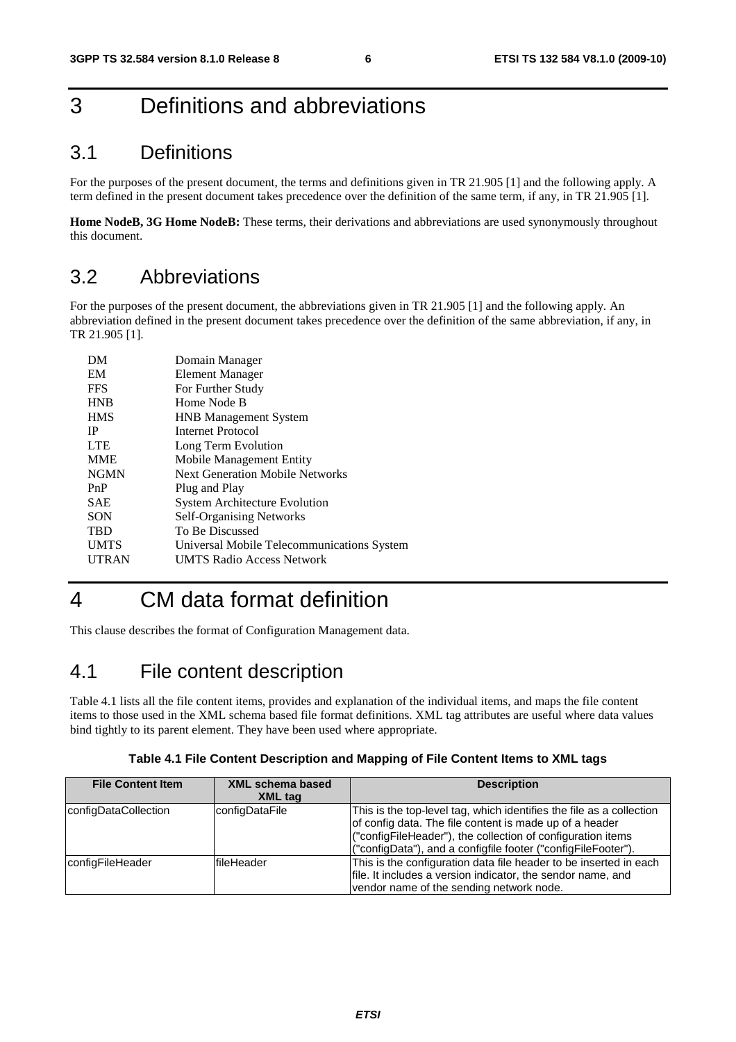# 3 Definitions and abbreviations

## 3.1 Definitions

For the purposes of the present document, the terms and definitions given in TR 21.905 [1] and the following apply. A term defined in the present document takes precedence over the definition of the same term, if any, in TR 21.905 [1].

**Home NodeB, 3G Home NodeB:** These terms, their derivations and abbreviations are used synonymously throughout this document.

## 3.2 Abbreviations

For the purposes of the present document, the abbreviations given in TR 21.905 [1] and the following apply. An abbreviation defined in the present document takes precedence over the definition of the same abbreviation, if any, in TR 21.905 [1].

| | |
|---|---|
| DM | Domain Manager |
| EM | Element Manager |
| FFS | For Further Study |
| HNB | Home Node B |
| HMS | HNB Management System |
| IP | Internet Protocol |
| LTE | Long Term Evolution |
| MME | Mobile Management Entity |
| NGMN | Next Generation Mobile Networks |
| PnP | Plug and Play |
| SAE | System Architecture Evolution |
| SON | Self-Organising Networks |
| TBD | To Be Discussed |
| UMTS | Universal Mobile Telecommunications System |
| UTRAN | UMTS Radio Access Network |

# 4 CM data format definition

This clause describes the format of Configuration Management data.

## 4.1 File content description

Table 4.1 lists all the file content items, provides and explanation of the individual items, and maps the file content items to those used in the XML schema based file format definitions. XML tag attributes are useful where data values bind tightly to its parent element. They have been used where appropriate.

**Table 4.1 File Content Description and Mapping of File Content Items to XML tags**

| File Content Item | XML schema based XML tag | Description |
|---|---|---|
| configDataCollection | configDataFile | This is the top-level tag, which identifies the file as a collection of config data. The file content is made up of a header ("configFileHeader"), the collection of configuration items ("configData"), and a configfile footer ("configFileFooter"). |
| configFileHeader | fileHeader | This is the configuration data file header to be inserted in each file. It includes a version indicator, the sendor name, and vendor name of the sending network node. |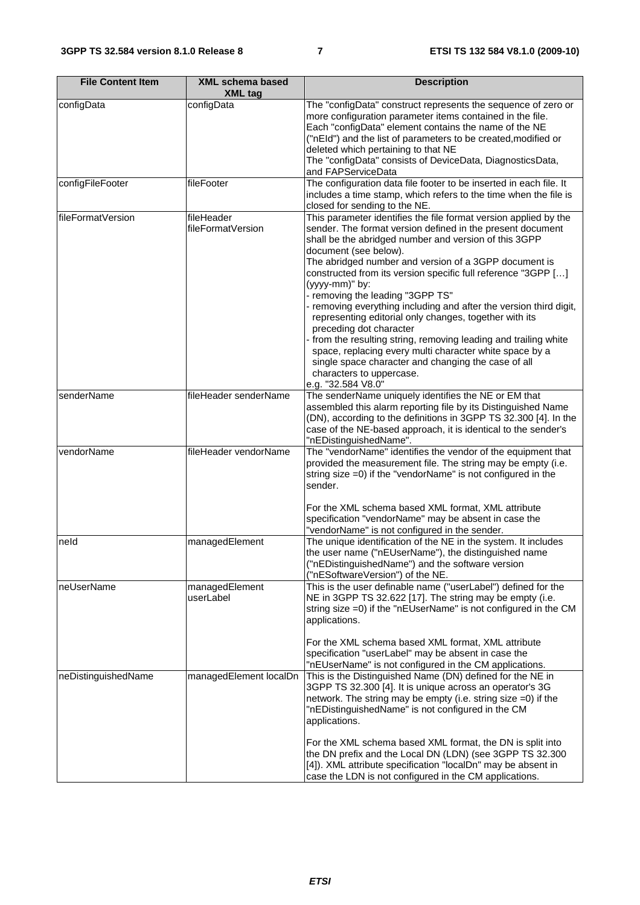| File Content Item | XML schema based XML tag | Description |
|---|---|---|
| configData | configData | The "configData" construct represents the sequence of zero or more configuration parameter items contained in the file. Each "configData" element contains the name of the NE ("nEId") and the list of parameters to be created,modified or deleted which pertaining to that NE<br>The "configData" consists of DeviceData, DiagnosticsData, and FAPServiceData |
| configFileFooter | fileFooter | The configuration data file footer to be inserted in each file. It includes a time stamp, which refers to the time when the file is closed for sending to the NE. |
| fileFormatVersion | fileHeader fileFormatVersion | This parameter identifies the file format version applied by the sender. The format version defined in the present document shall be the abridged number and version of this 3GPP document (see below).<br>The abridged number and version of a 3GPP document is constructed from its version specific full reference "3GPP […] (yyyy-mm)" by:<br>- removing the leading "3GPP TS"<br>- removing everything including and after the version third digit, representing editorial only changes, together with its preceding dot character<br>- from the resulting string, removing leading and trailing white space, replacing every multi character white space by a single space character and changing the case of all characters to uppercase.<br>e.g. "32.584 V8.0" |
| senderName | fileHeader senderName | The senderName uniquely identifies the NE or EM that assembled this alarm reporting file by its Distinguished Name (DN), according to the definitions in 3GPP TS 32.300 [4]. In the case of the NE-based approach, it is identical to the sender's "nEDistinguishedName". |
| vendorName | fileHeader vendorName | The "vendorName" identifies the vendor of the equipment that provided the measurement file. The string may be empty (i.e. string size =0) if the "vendorName" is not configured in the sender.<br><br>For the XML schema based XML format, XML attribute specification "vendorName" may be absent in case the "vendorName" is not configured in the sender. |
| neId | managedElement | The unique identification of the NE in the system. It includes the user name ("nEUserName"), the distinguished name ("nEDistinguishedName") and the software version ("nESoftwareVersion") of the NE. |
| neUserName | managedElement userLabel | This is the user definable name ("userLabel") defined for the NE in 3GPP TS 32.622 [17]. The string may be empty (i.e. string size =0) if the "nEUserName" is not configured in the CM applications.<br><br>For the XML schema based XML format, XML attribute specification "userLabel" may be absent in case the "nEUserName" is not configured in the CM applications. |
| neDistinguishedName | managedElement localDn | This is the Distinguished Name (DN) defined for the NE in 3GPP TS 32.300 [4]. It is unique across an operator's 3G network. The string may be empty (i.e. string size =0) if the "nEDistinguishedName" is not configured in the CM applications.<br><br>For the XML schema based XML format, the DN is split into the DN prefix and the Local DN (LDN) (see 3GPP TS 32.300 [4]). XML attribute specification "localDn" may be absent in case the LDN is not configured in the CM applications. |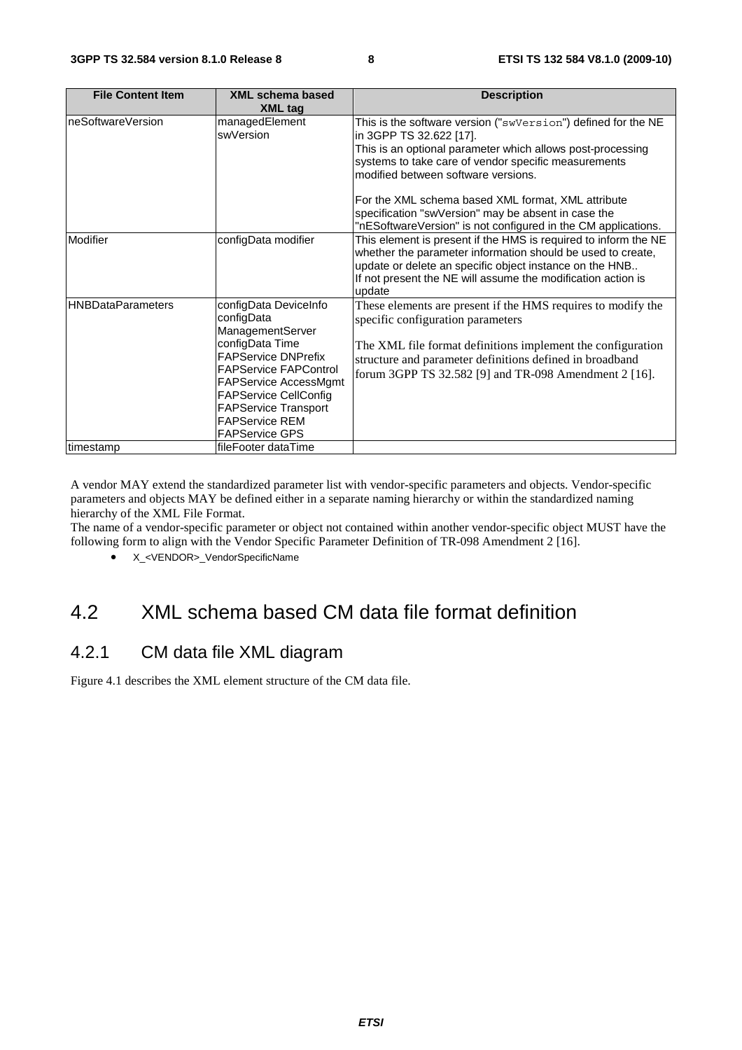| File Content Item | XML schema based XML tag | Description |
|---|---|---|
| neSoftwareVersion | managedElement swVersion | This is the software version ("swVersion") defined for the NE in 3GPP TS 32.622 [17]. This is an optional parameter which allows post-processing systems to take care of vendor specific measurements modified between software versions. For the XML schema based XML format, XML attribute specification "swVersion" may be absent in case the "nESoftwareVersion" is not configured in the CM applications. |
| Modifier | configData modifier | This element is present if the HMS is required to inform the NE whether the parameter information should be used to create, update or delete an specific object instance on the HNB.. If not present the NE will assume the modification action is update |
| HNBDataParameters | configData DeviceInfo configData ManagementServer configData Time FAPService DNPrefix FAPService FAPControl FAPService AccessMgmt FAPService CellConfig FAPService Transport FAPService REM FAPService GPS | These elements are present if the HMS requires to modify the specific configuration parameters The XML file format definitions implement the configuration structure and parameter definitions defined in broadband forum 3GPP TS 32.582 [9] and TR-098 Amendment 2 [16]. |
| timestamp | fileFooter dataTime | |

A vendor MAY extend the standardized parameter list with vendor-specific parameters and objects. Vendor-specific parameters and objects MAY be defined either in a separate naming hierarchy or within the standardized naming hierarchy of the XML File Format.
The name of a vendor-specific parameter or object not contained within another vendor-specific object MUST have the following form to align with the Vendor Specific Parameter Definition of TR-098 Amendment 2 [16].

- X_<VENDOR>_VendorSpecificName

## 4.2 XML schema based CM data file format definition

### 4.2.1 CM data file XML diagram

Figure 4.1 describes the XML element structure of the CM data file.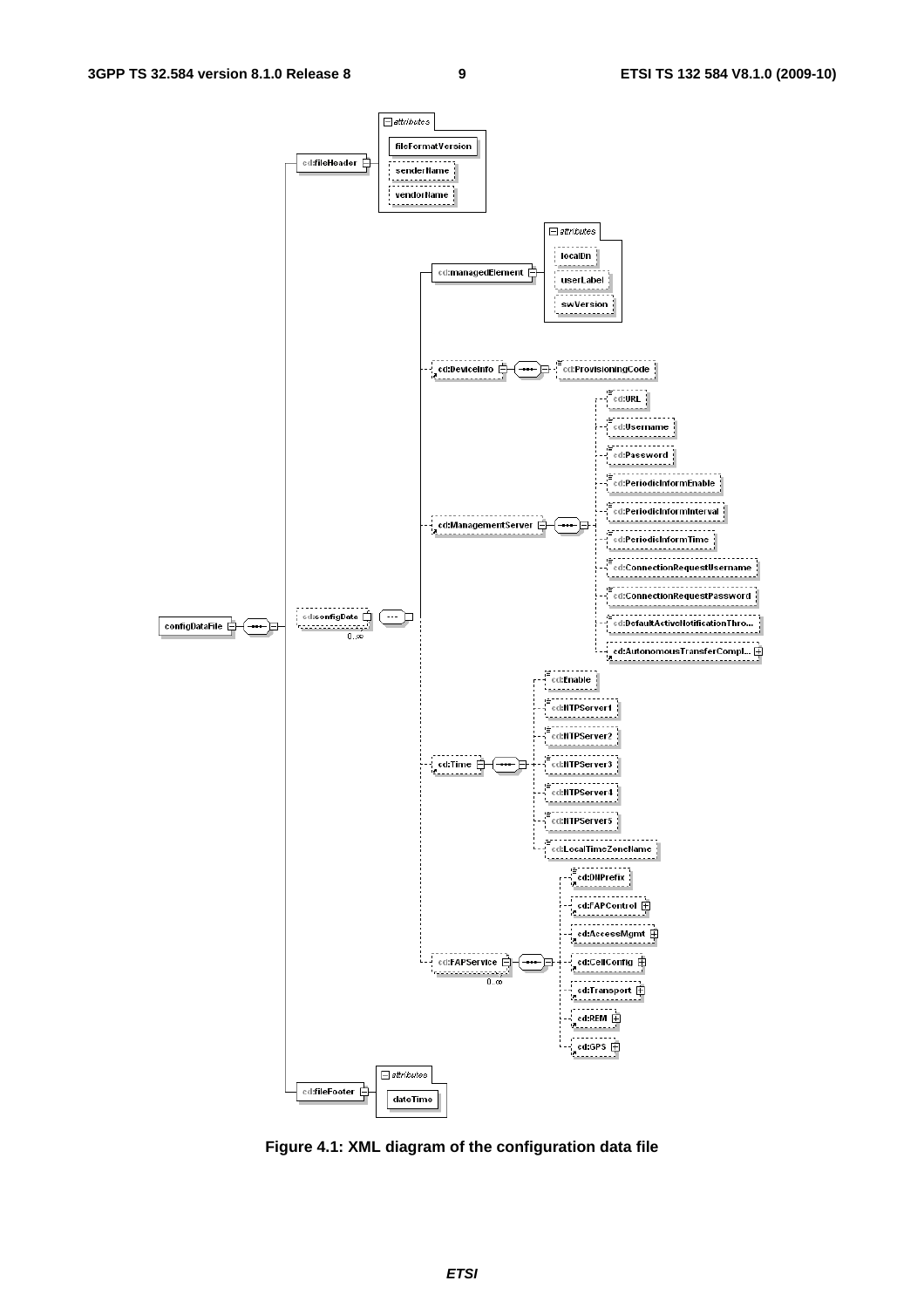configDataFile

cd:fileHeader
attributes
fileFormatVersion
senderName
vendorName

cd:configData
0..∞

cd:managedElement
attributes
localDn
userLabel
swVersion

cd:DeviceInfo
cd:ProvisioningCode

cd:ManagementServer
cd:URL
cd:Username
cd:Password
cd:PeriodicInformEnable
cd:PeriodicInformInterval
cd:PeriodicInformTime
cd:ConnectionRequestUsername
cd:ConnectionRequestPassword
cd:DefaultActiveNotificationThro...
cd:AutonomousTransferCompl...

cd:Time
cd:Enable
cd:NTPServer1
cd:NTPServer2
cd:NTPServer3
cd:NTPServer4
cd:NTPServer5
cd:LocalTimeZoneName

cd:FAPService
0..∞
cd:DNPrefix
cd:FAPControl
cd:AccessMgmt
cd:CellConfig
cd:Transport
cd:REM
cd:GPS

cd:fileFooter
attributes
dateTime

**Figure 4.1: XML diagram of the configuration data file**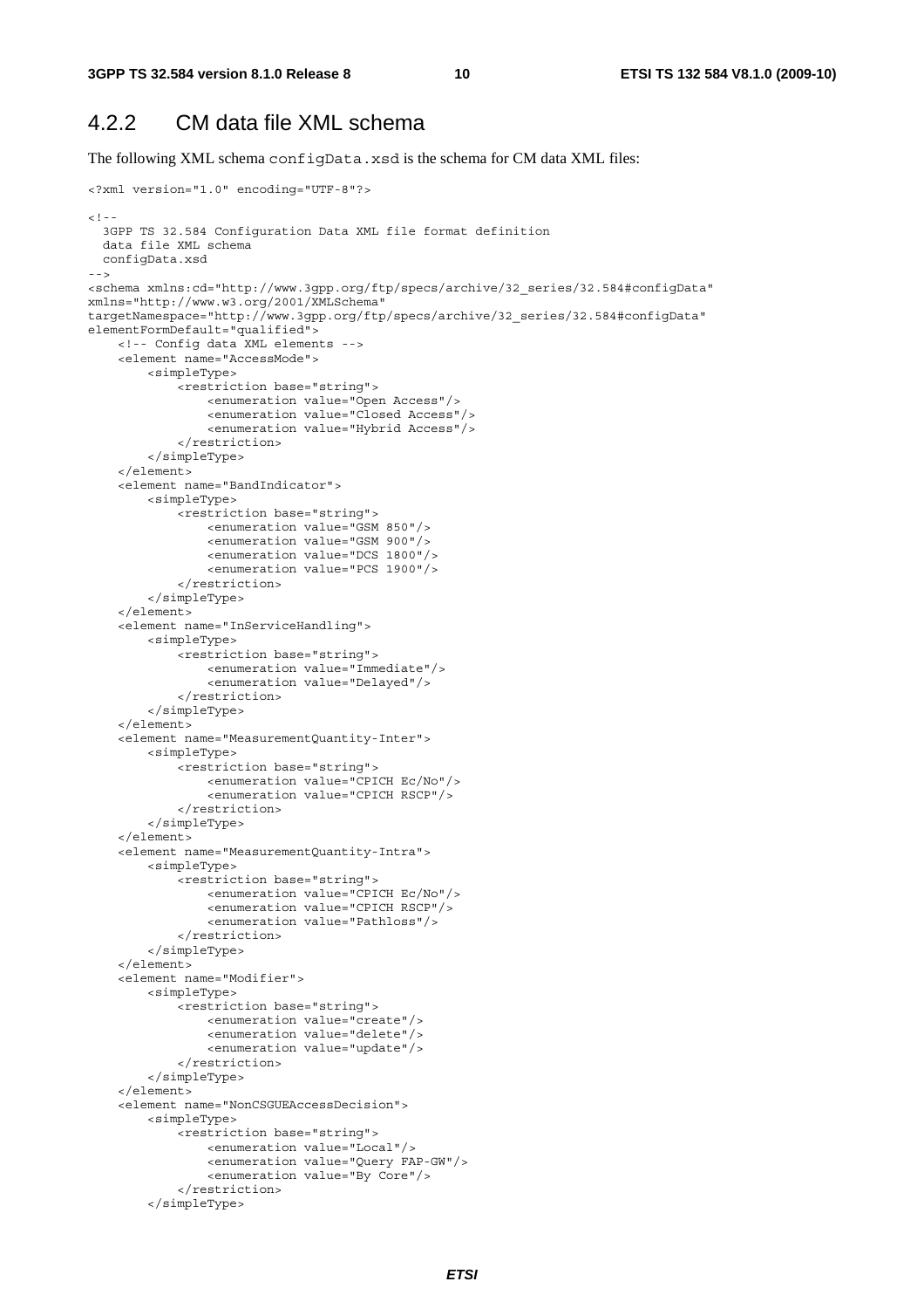## 4.2.2 CM data file XML schema

The following XML schema `configData.xsd` is the schema for CM data XML files:

```
<?xml version="1.0" encoding="UTF-8"?>

<!--
  3GPP TS 32.584 Configuration Data XML file format definition
  data file XML schema
  configData.xsd
-->
<schema xmlns:cd="http://www.3gpp.org/ftp/specs/archive/32_series/32.584#configData"
xmlns="http://www.w3.org/2001/XMLSchema"
targetNamespace="http://www.3gpp.org/ftp/specs/archive/32_series/32.584#configData"
elementFormDefault="qualified">
    <!-- Config data XML elements -->
    <element name="AccessMode">
        <simpleType>
            <restriction base="string">
                <enumeration value="Open Access"/>
                <enumeration value="Closed Access"/>
                <enumeration value="Hybrid Access"/>
            </restriction>
        </simpleType>
    </element>
    <element name="BandIndicator">
        <simpleType>
            <restriction base="string">
                <enumeration value="GSM 850"/>
                <enumeration value="GSM 900"/>
                <enumeration value="DCS 1800"/>
                <enumeration value="PCS 1900"/>
            </restriction>
        </simpleType>
    </element>
    <element name="InServiceHandling">
        <simpleType>
            <restriction base="string">
                <enumeration value="Immediate"/>
                <enumeration value="Delayed"/>
            </restriction>
        </simpleType>
    </element>
    <element name="MeasurementQuantity-Inter">
        <simpleType>
            <restriction base="string">
                <enumeration value="CPICH Ec/No"/>
                <enumeration value="CPICH RSCP"/>
            </restriction>
        </simpleType>
    </element>
    <element name="MeasurementQuantity-Intra">
        <simpleType>
            <restriction base="string">
                <enumeration value="CPICH Ec/No"/>
                <enumeration value="CPICH RSCP"/>
                <enumeration value="Pathloss"/>
            </restriction>
        </simpleType>
    </element>
    <element name="Modifier">
        <simpleType>
            <restriction base="string">
                <enumeration value="create"/>
                <enumeration value="delete"/>
                <enumeration value="update"/>
            </restriction>
        </simpleType>
    </element>
    <element name="NonCSGUEAccessDecision">
        <simpleType>
            <restriction base="string">
                <enumeration value="Local"/>
                <enumeration value="Query FAP-GW"/>
                <enumeration value="By Core"/>
            </restriction>
        </simpleType>
```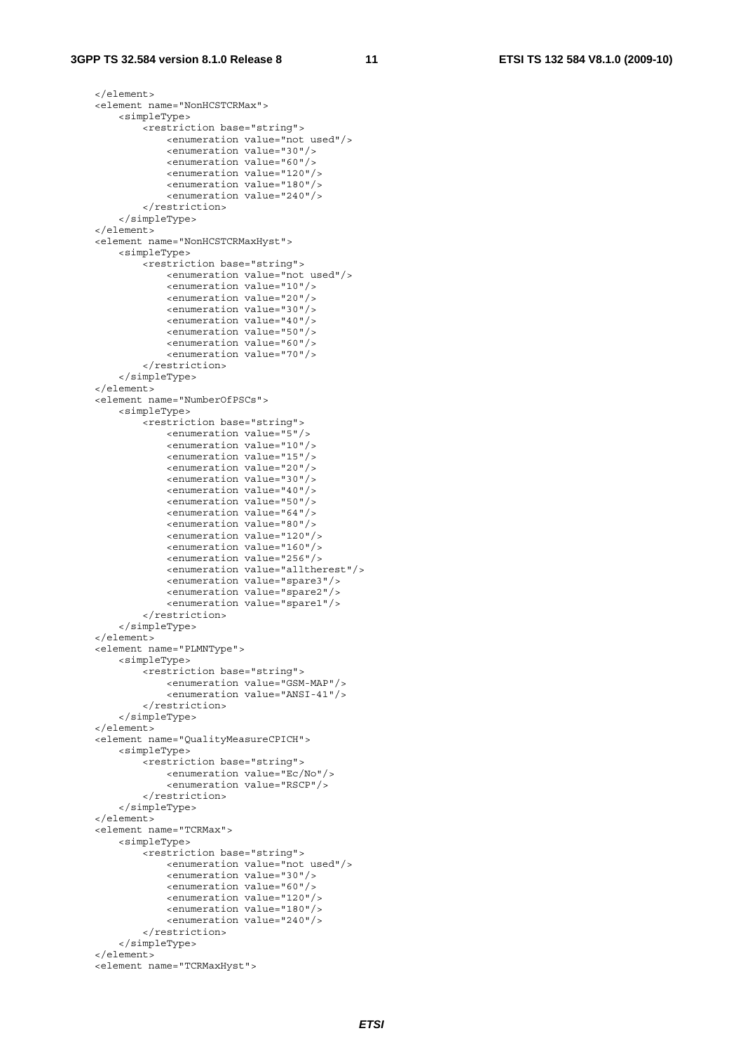```
    </element>
    <element name="NonHCSTCRMax">
        <simpleType>
            <restriction base="string">
                <enumeration value="not used"/>
                <enumeration value="30"/>
                <enumeration value="60"/>
                <enumeration value="120"/>
                <enumeration value="180"/>
                <enumeration value="240"/>
            </restriction>
        </simpleType>
    </element>
    <element name="NonHCSTCRMaxHyst">
        <simpleType>
            <restriction base="string">
                <enumeration value="not used"/>
                <enumeration value="10"/>
                <enumeration value="20"/>
                <enumeration value="30"/>
                <enumeration value="40"/>
                <enumeration value="50"/>
                <enumeration value="60"/>
                <enumeration value="70"/>
            </restriction>
        </simpleType>
    </element>
    <element name="NumberOfPSCs">
        <simpleType>
            <restriction base="string">
                <enumeration value="5"/>
                <enumeration value="10"/>
                <enumeration value="15"/>
                <enumeration value="20"/>
                <enumeration value="30"/>
                <enumeration value="40"/>
                <enumeration value="50"/>
                <enumeration value="64"/>
                <enumeration value="80"/>
                <enumeration value="120"/>
                <enumeration value="160"/>
                <enumeration value="256"/>
                <enumeration value="alltherest"/>
                <enumeration value="spare3"/>
                <enumeration value="spare2"/>
                <enumeration value="spare1"/>
            </restriction>
        </simpleType>
    </element>
    <element name="PLMNType">
        <simpleType>
            <restriction base="string">
                <enumeration value="GSM-MAP"/>
                <enumeration value="ANSI-41"/>
            </restriction>
        </simpleType>
    </element>
    <element name="QualityMeasureCPICH">
        <simpleType>
            <restriction base="string">
                <enumeration value="Ec/No"/>
                <enumeration value="RSCP"/>
            </restriction>
        </simpleType>
    </element>
    <element name="TCRMax">
        <simpleType>
            <restriction base="string">
                <enumeration value="not used"/>
                <enumeration value="30"/>
                <enumeration value="60"/>
                <enumeration value="120"/>
                <enumeration value="180"/>
                <enumeration value="240"/>
            </restriction>
        </simpleType>
    </element>
    <element name="TCRMaxHyst">
```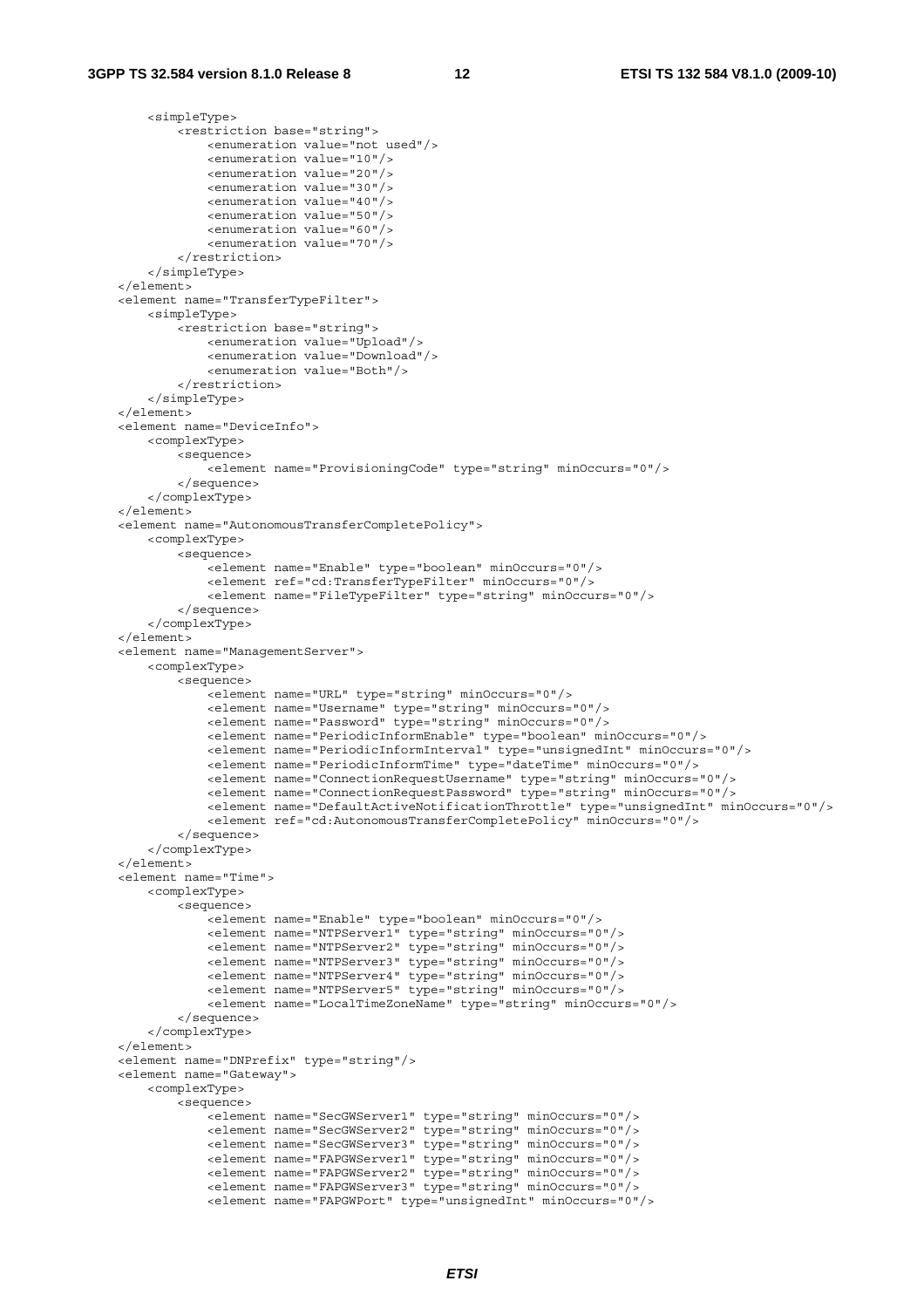```
        <simpleType>
            <restriction base="string">
                <enumeration value="not used"/>
                <enumeration value="10"/>
                <enumeration value="20"/>
                <enumeration value="30"/>
                <enumeration value="40"/>
                <enumeration value="50"/>
                <enumeration value="60"/>
                <enumeration value="70"/>
            </restriction>
        </simpleType>
    </element>
    <element name="TransferTypeFilter">
        <simpleType>
            <restriction base="string">
                <enumeration value="Upload"/>
                <enumeration value="Download"/>
                <enumeration value="Both"/>
            </restriction>
        </simpleType>
    </element>
    <element name="DeviceInfo">
        <complexType>
            <sequence>
                <element name="ProvisioningCode" type="string" minOccurs="0"/>
            </sequence>
        </complexType>
    </element>
    <element name="AutonomousTransferCompletePolicy">
        <complexType>
            <sequence>
                <element name="Enable" type="boolean" minOccurs="0"/>
                <element ref="cd:TransferTypeFilter" minOccurs="0"/>
                <element name="FileTypeFilter" type="string" minOccurs="0"/>
            </sequence>
        </complexType>
    </element>
    <element name="ManagementServer">
        <complexType>
            <sequence>
                <element name="URL" type="string" minOccurs="0"/>
                <element name="Username" type="string" minOccurs="0"/>
                <element name="Password" type="string" minOccurs="0"/>
                <element name="PeriodicInformEnable" type="boolean" minOccurs="0"/>
                <element name="PeriodicInformInterval" type="unsignedInt" minOccurs="0"/>
                <element name="PeriodicInformTime" type="dateTime" minOccurs="0"/>
                <element name="ConnectionRequestUsername" type="string" minOccurs="0"/>
                <element name="ConnectionRequestPassword" type="string" minOccurs="0"/>
                <element name="DefaultActiveNotificationThrottle" type="unsignedInt" minOccurs="0"/>
                <element ref="cd:AutonomousTransferCompletePolicy" minOccurs="0"/>
            </sequence>
        </complexType>
    </element>
    <element name="Time">
        <complexType>
            <sequence>
                <element name="Enable" type="boolean" minOccurs="0"/>
                <element name="NTPServer1" type="string" minOccurs="0"/>
                <element name="NTPServer2" type="string" minOccurs="0"/>
                <element name="NTPServer3" type="string" minOccurs="0"/>
                <element name="NTPServer4" type="string" minOccurs="0"/>
                <element name="NTPServer5" type="string" minOccurs="0"/>
                <element name="LocalTimeZoneName" type="string" minOccurs="0"/>
            </sequence>
        </complexType>
    </element>
    <element name="DNPrefix" type="string"/>
    <element name="Gateway">
        <complexType>
            <sequence>
                <element name="SecGWServer1" type="string" minOccurs="0"/>
                <element name="SecGWServer2" type="string" minOccurs="0"/>
                <element name="SecGWServer3" type="string" minOccurs="0"/>
                <element name="FAPGWServer1" type="string" minOccurs="0"/>
                <element name="FAPGWServer2" type="string" minOccurs="0"/>
                <element name="FAPGWServer3" type="string" minOccurs="0"/>
                <element name="FAPGWPort" type="unsignedInt" minOccurs="0"/>
```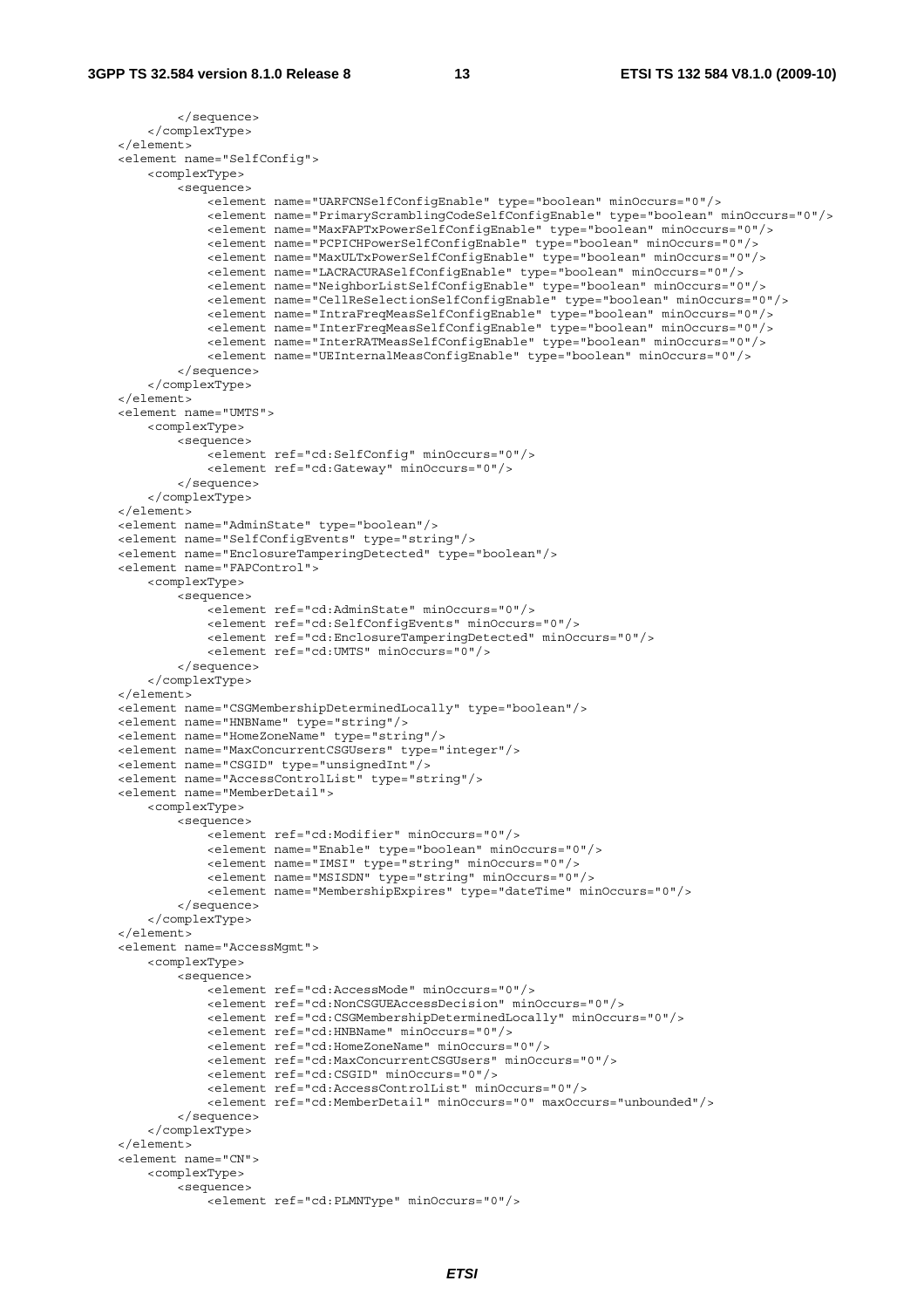```
            </sequence>
        </complexType>
    </element>
    <element name="SelfConfig">
        <complexType>
            <sequence>
                <element name="UARFCNSelfConfigEnable" type="boolean" minOccurs="0"/>
                <element name="PrimaryScramblingCodeSelfConfigEnable" type="boolean" minOccurs="0"/>
                <element name="MaxFAPTxPowerSelfConfigEnable" type="boolean" minOccurs="0"/>
                <element name="PCPICHPowerSelfConfigEnable" type="boolean" minOccurs="0"/>
                <element name="MaxULTxPowerSelfConfigEnable" type="boolean" minOccurs="0"/>
                <element name="LACRACURASelfConfigEnable" type="boolean" minOccurs="0"/>
                <element name="NeighborListSelfConfigEnable" type="boolean" minOccurs="0"/>
                <element name="CellReSelectionSelfConfigEnable" type="boolean" minOccurs="0"/>
                <element name="IntraFreqMeasSelfConfigEnable" type="boolean" minOccurs="0"/>
                <element name="InterFreqMeasSelfConfigEnable" type="boolean" minOccurs="0"/>
                <element name="InterRATMeasSelfConfigEnable" type="boolean" minOccurs="0"/>
                <element name="UEInternalMeasConfigEnable" type="boolean" minOccurs="0"/>
            </sequence>
        </complexType>
    </element>
    <element name="UMTS">
        <complexType>
            <sequence>
                <element ref="cd:SelfConfig" minOccurs="0"/>
                <element ref="cd:Gateway" minOccurs="0"/>
            </sequence>
        </complexType>
    </element>
    <element name="AdminState" type="boolean"/>
    <element name="SelfConfigEvents" type="string"/>
    <element name="EnclosureTamperingDetected" type="boolean"/>
    <element name="FAPControl">
        <complexType>
            <sequence>
                <element ref="cd:AdminState" minOccurs="0"/>
                <element ref="cd:SelfConfigEvents" minOccurs="0"/>
                <element ref="cd:EnclosureTamperingDetected" minOccurs="0"/>
                <element ref="cd:UMTS" minOccurs="0"/>
            </sequence>
        </complexType>
    </element>
    <element name="CSGMembershipDeterminedLocally" type="boolean"/>
    <element name="HNBName" type="string"/>
    <element name="HomeZoneName" type="string"/>
    <element name="MaxConcurrentCSGUsers" type="integer"/>
    <element name="CSGID" type="unsignedInt"/>
    <element name="AccessControlList" type="string"/>
    <element name="MemberDetail">
        <complexType>
            <sequence>
                <element ref="cd:Modifier" minOccurs="0"/>
                <element name="Enable" type="boolean" minOccurs="0"/>
                <element name="IMSI" type="string" minOccurs="0"/>
                <element name="MSISDN" type="string" minOccurs="0"/>
                <element name="MembershipExpires" type="dateTime" minOccurs="0"/>
            </sequence>
        </complexType>
    </element>
    <element name="AccessMgmt">
        <complexType>
            <sequence>
                <element ref="cd:AccessMode" minOccurs="0"/>
                <element ref="cd:NonCSGUEAccessDecision" minOccurs="0"/>
                <element ref="cd:CSGMembershipDeterminedLocally" minOccurs="0"/>
                <element ref="cd:HNBName" minOccurs="0"/>
                <element ref="cd:HomeZoneName" minOccurs="0"/>
                <element ref="cd:MaxConcurrentCSGUsers" minOccurs="0"/>
                <element ref="cd:CSGID" minOccurs="0"/>
                <element ref="cd:AccessControlList" minOccurs="0"/>
                <element ref="cd:MemberDetail" minOccurs="0" maxOccurs="unbounded"/>
            </sequence>
        </complexType>
    </element>
    <element name="CN">
        <complexType>
            <sequence>
                <element ref="cd:PLMNType" minOccurs="0"/>
```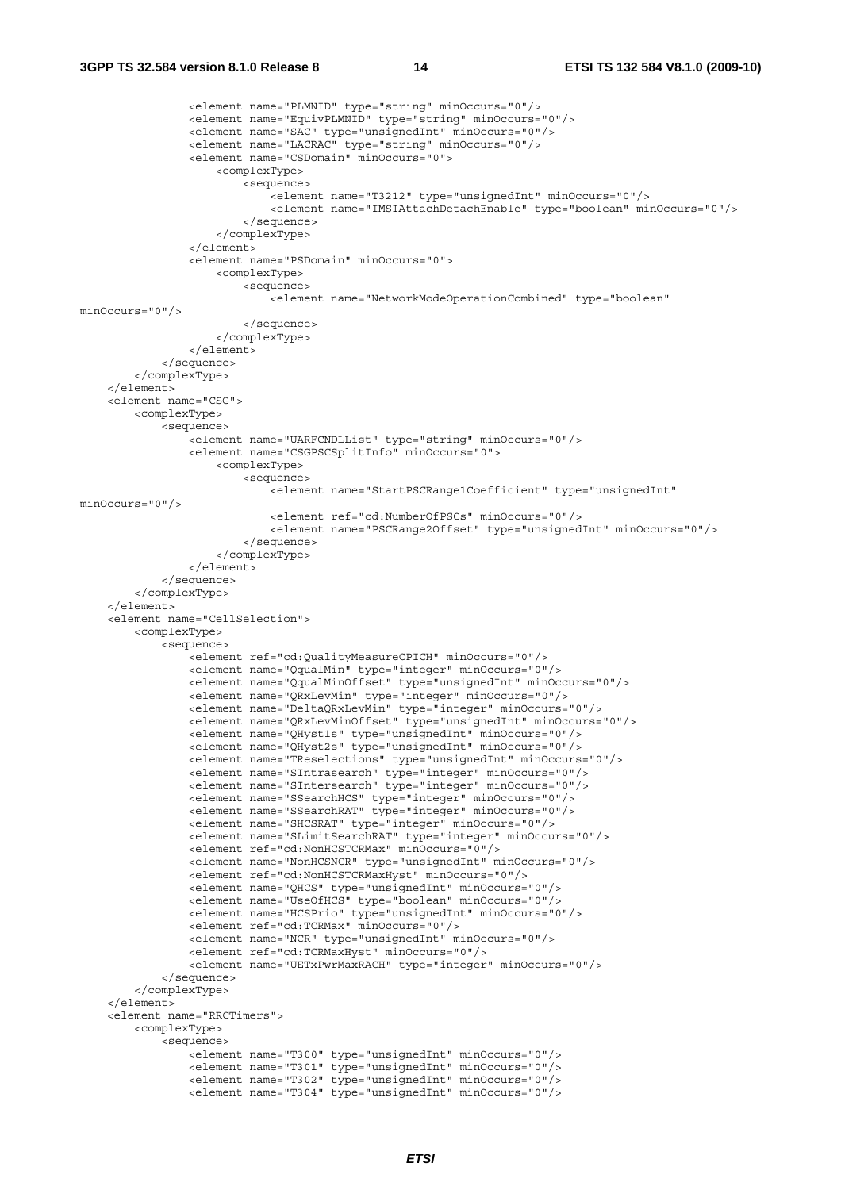```
                <element name="PLMNID" type="string" minOccurs="0"/>
                <element name="EquivPLMNID" type="string" minOccurs="0"/>
                <element name="SAC" type="unsignedInt" minOccurs="0"/>
                <element name="LACRAC" type="string" minOccurs="0"/>
                <element name="CSDomain" minOccurs="0">
                    <complexType>
                        <sequence>
                            <element name="T3212" type="unsignedInt" minOccurs="0"/>
                            <element name="IMSIAttachDetachEnable" type="boolean" minOccurs="0"/>
                        </sequence>
                    </complexType>
                </element>
                <element name="PSDomain" minOccurs="0">
                    <complexType>
                        <sequence>
                            <element name="NetworkModeOperationCombined" type="boolean"
minOccurs="0"/>
                        </sequence>
                    </complexType>
                </element>
            </sequence>
        </complexType>
    </element>
    <element name="CSG">
        <complexType>
            <sequence>
                <element name="UARFCNDLList" type="string" minOccurs="0"/>
                <element name="CSGPSCSplitInfo" minOccurs="0">
                    <complexType>
                        <sequence>
                            <element name="StartPSCRange1Coefficient" type="unsignedInt"
minOccurs="0"/>
                            <element ref="cd:NumberOfPSCs" minOccurs="0"/>
                            <element name="PSCRange2Offset" type="unsignedInt" minOccurs="0"/>
                        </sequence>
                    </complexType>
                </element>
            </sequence>
        </complexType>
    </element>
    <element name="CellSelection">
        <complexType>
            <sequence>
                <element ref="cd:QualityMeasureCPICH" minOccurs="0"/>
                <element name="QqualMin" type="integer" minOccurs="0"/>
                <element name="QqualMinOffset" type="unsignedInt" minOccurs="0"/>
                <element name="QRxLevMin" type="integer" minOccurs="0"/>
                <element name="DeltaQRxLevMin" type="integer" minOccurs="0"/>
                <element name="QRxLevMinOffset" type="unsignedInt" minOccurs="0"/>
                <element name="QHyst1s" type="unsignedInt" minOccurs="0"/>
                <element name="QHyst2s" type="unsignedInt" minOccurs="0"/>
                <element name="TReselections" type="unsignedInt" minOccurs="0"/>
                <element name="SIntrasearch" type="integer" minOccurs="0"/>
                <element name="SIntersearch" type="integer" minOccurs="0"/>
                <element name="SSearchHCS" type="integer" minOccurs="0"/>
                <element name="SSearchRAT" type="integer" minOccurs="0"/>
                <element name="SHCSRAT" type="integer" minOccurs="0"/>
                <element name="SLimitSearchRAT" type="integer" minOccurs="0"/>
                <element ref="cd:NonHCSTCRMax" minOccurs="0"/>
                <element name="NonHCSNCR" type="unsignedInt" minOccurs="0"/>
                <element ref="cd:NonHCSTCRMaxHyst" minOccurs="0"/>
                <element name="QHCS" type="unsignedInt" minOccurs="0"/>
                <element name="UseOfHCS" type="boolean" minOccurs="0"/>
                <element name="HCSPrio" type="unsignedInt" minOccurs="0"/>
                <element ref="cd:TCRMax" minOccurs="0"/>
                <element name="NCR" type="unsignedInt" minOccurs="0"/>
                <element ref="cd:TCRMaxHyst" minOccurs="0"/>
                <element name="UETxPwrMaxRACH" type="integer" minOccurs="0"/>
            </sequence>
        </complexType>
    </element>
    <element name="RRCTimers">
        <complexType>
            <sequence>
                <element name="T300" type="unsignedInt" minOccurs="0"/>
                <element name="T301" type="unsignedInt" minOccurs="0"/>
                <element name="T302" type="unsignedInt" minOccurs="0"/>
                <element name="T304" type="unsignedInt" minOccurs="0"/>
```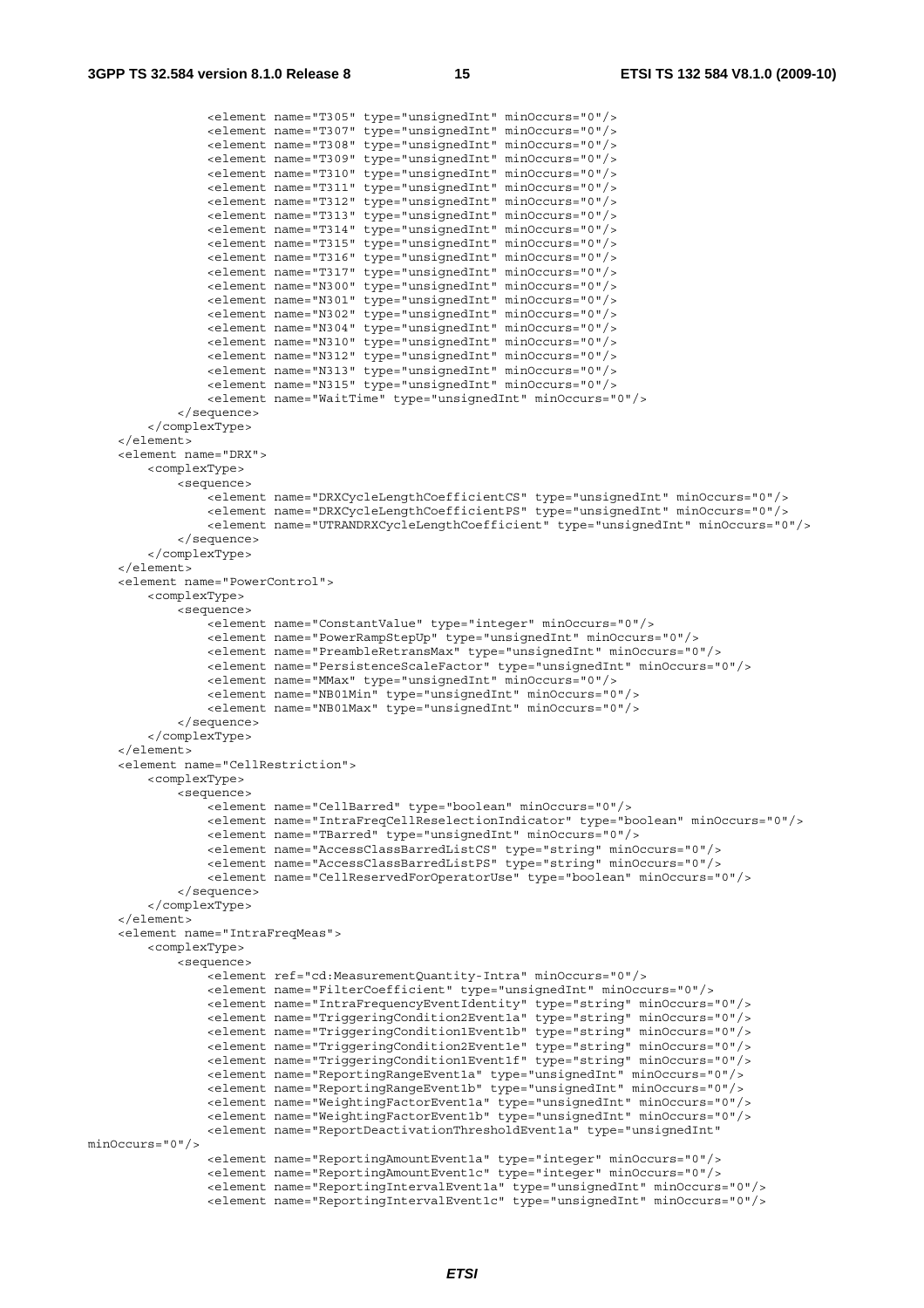```
                <element name="T305" type="unsignedInt" minOccurs="0"/>
                <element name="T307" type="unsignedInt" minOccurs="0"/>
                <element name="T308" type="unsignedInt" minOccurs="0"/>
                <element name="T309" type="unsignedInt" minOccurs="0"/>
                <element name="T310" type="unsignedInt" minOccurs="0"/>
                <element name="T311" type="unsignedInt" minOccurs="0"/>
                <element name="T312" type="unsignedInt" minOccurs="0"/>
                <element name="T313" type="unsignedInt" minOccurs="0"/>
                <element name="T314" type="unsignedInt" minOccurs="0"/>
                <element name="T315" type="unsignedInt" minOccurs="0"/>
                <element name="T316" type="unsignedInt" minOccurs="0"/>
                <element name="T317" type="unsignedInt" minOccurs="0"/>
                <element name="N300" type="unsignedInt" minOccurs="0"/>
                <element name="N301" type="unsignedInt" minOccurs="0"/>
                <element name="N302" type="unsignedInt" minOccurs="0"/>
                <element name="N304" type="unsignedInt" minOccurs="0"/>
                <element name="N310" type="unsignedInt" minOccurs="0"/>
                <element name="N312" type="unsignedInt" minOccurs="0"/>
                <element name="N313" type="unsignedInt" minOccurs="0"/>
                <element name="N315" type="unsignedInt" minOccurs="0"/>
                <element name="WaitTime" type="unsignedInt" minOccurs="0"/>
            </sequence>
        </complexType>
    </element>
    <element name="DRX">
        <complexType>
            <sequence>
                <element name="DRXCycleLengthCoefficientCS" type="unsignedInt" minOccurs="0"/>
                <element name="DRXCycleLengthCoefficientPS" type="unsignedInt" minOccurs="0"/>
                <element name="UTRANDRXCycleLengthCoefficient" type="unsignedInt" minOccurs="0"/>
            </sequence>
        </complexType>
    </element>
    <element name="PowerControl">
        <complexType>
            <sequence>
                <element name="ConstantValue" type="integer" minOccurs="0"/>
                <element name="PowerRampStepUp" type="unsignedInt" minOccurs="0"/>
                <element name="PreambleRetransMax" type="unsignedInt" minOccurs="0"/>
                <element name="PersistenceScaleFactor" type="unsignedInt" minOccurs="0"/>
                <element name="MMax" type="unsignedInt" minOccurs="0"/>
                <element name="NB01Min" type="unsignedInt" minOccurs="0"/>
                <element name="NB01Max" type="unsignedInt" minOccurs="0"/>
            </sequence>
        </complexType>
    </element>
    <element name="CellRestriction">
        <complexType>
            <sequence>
                <element name="CellBarred" type="boolean" minOccurs="0"/>
                <element name="IntraFreqCellReselectionIndicator" type="boolean" minOccurs="0"/>
                <element name="TBarred" type="unsignedInt" minOccurs="0"/>
                <element name="AccessClassBarredListCS" type="string" minOccurs="0"/>
                <element name="AccessClassBarredListPS" type="string" minOccurs="0"/>
                <element name="CellReservedForOperatorUse" type="boolean" minOccurs="0"/>
            </sequence>
        </complexType>
    </element>
    <element name="IntraFreqMeas">
        <complexType>
            <sequence>
                <element ref="cd:MeasurementQuantity-Intra" minOccurs="0"/>
                <element name="FilterCoefficient" type="unsignedInt" minOccurs="0"/>
                <element name="IntraFrequencyEventIdentity" type="string" minOccurs="0"/>
                <element name="TriggeringCondition2Event1a" type="string" minOccurs="0"/>
                <element name="TriggeringCondition1Event1b" type="string" minOccurs="0"/>
                <element name="TriggeringCondition2Event1e" type="string" minOccurs="0"/>
                <element name="TriggeringCondition1Event1f" type="string" minOccurs="0"/>
                <element name="ReportingRangeEvent1a" type="unsignedInt" minOccurs="0"/>
                <element name="ReportingRangeEvent1b" type="unsignedInt" minOccurs="0"/>
                <element name="WeightingFactorEvent1a" type="unsignedInt" minOccurs="0"/>
                <element name="WeightingFactorEvent1b" type="unsignedInt" minOccurs="0"/>
                <element name="ReportDeactivationThresholdEvent1a" type="unsignedInt"
minOccurs="0"/>
                <element name="ReportingAmountEvent1a" type="integer" minOccurs="0"/>
                <element name="ReportingAmountEvent1c" type="integer" minOccurs="0"/>
                <element name="ReportingIntervalEvent1a" type="unsignedInt" minOccurs="0"/>
                <element name="ReportingIntervalEvent1c" type="unsignedInt" minOccurs="0"/>
```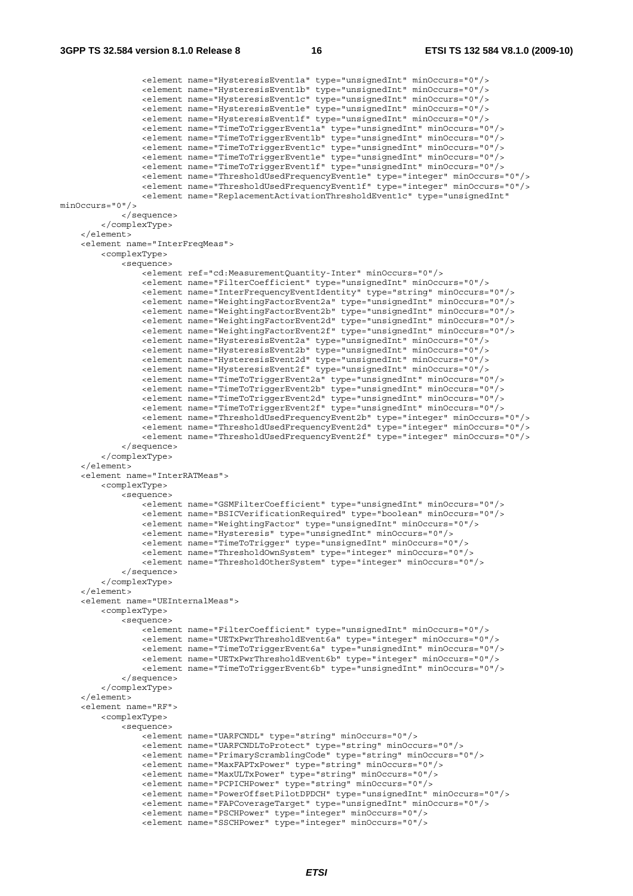```
                <element name="HysteresisEvent1a" type="unsignedInt" minOccurs="0"/>
                <element name="HysteresisEvent1b" type="unsignedInt" minOccurs="0"/>
                <element name="HysteresisEvent1c" type="unsignedInt" minOccurs="0"/>
                <element name="HysteresisEvent1e" type="unsignedInt" minOccurs="0"/>
                <element name="HysteresisEvent1f" type="unsignedInt" minOccurs="0"/>
                <element name="TimeToTriggerEvent1a" type="unsignedInt" minOccurs="0"/>
                <element name="TimeToTriggerEvent1b" type="unsignedInt" minOccurs="0"/>
                <element name="TimeToTriggerEvent1c" type="unsignedInt" minOccurs="0"/>
                <element name="TimeToTriggerEvent1e" type="unsignedInt" minOccurs="0"/>
                <element name="TimeToTriggerEvent1f" type="unsignedInt" minOccurs="0"/>
                <element name="ThresholdUsedFrequencyEvent1e" type="integer" minOccurs="0"/>
                <element name="ThresholdUsedFrequencyEvent1f" type="integer" minOccurs="0"/>
                <element name="ReplacementActivationThresholdEvent1c" type="unsignedInt"
minOccurs="0"/>
            </sequence>
        </complexType>
    </element>
    <element name="InterFreqMeas">
        <complexType>
            <sequence>
                <element ref="cd:MeasurementQuantity-Inter" minOccurs="0"/>
                <element name="FilterCoefficient" type="unsignedInt" minOccurs="0"/>
                <element name="InterFrequencyEventIdentity" type="string" minOccurs="0"/>
                <element name="WeightingFactorEvent2a" type="unsignedInt" minOccurs="0"/>
                <element name="WeightingFactorEvent2b" type="unsignedInt" minOccurs="0"/>
                <element name="WeightingFactorEvent2d" type="unsignedInt" minOccurs="0"/>
                <element name="WeightingFactorEvent2f" type="unsignedInt" minOccurs="0"/>
                <element name="HysteresisEvent2a" type="unsignedInt" minOccurs="0"/>
                <element name="HysteresisEvent2b" type="unsignedInt" minOccurs="0"/>
                <element name="HysteresisEvent2d" type="unsignedInt" minOccurs="0"/>
                <element name="HysteresisEvent2f" type="unsignedInt" minOccurs="0"/>
                <element name="TimeToTriggerEvent2a" type="unsignedInt" minOccurs="0"/>
                <element name="TimeToTriggerEvent2b" type="unsignedInt" minOccurs="0"/>
                <element name="TimeToTriggerEvent2d" type="unsignedInt" minOccurs="0"/>
                <element name="TimeToTriggerEvent2f" type="unsignedInt" minOccurs="0"/>
                <element name="ThresholdUsedFrequencyEvent2b" type="integer" minOccurs="0"/>
                <element name="ThresholdUsedFrequencyEvent2d" type="integer" minOccurs="0"/>
                <element name="ThresholdUsedFrequencyEvent2f" type="integer" minOccurs="0"/>
            </sequence>
        </complexType>
    </element>
    <element name="InterRATMeas">
        <complexType>
            <sequence>
                <element name="GSMFilterCoefficient" type="unsignedInt" minOccurs="0"/>
                <element name="BSICVerificationRequired" type="boolean" minOccurs="0"/>
                <element name="WeightingFactor" type="unsignedInt" minOccurs="0"/>
                <element name="Hysteresis" type="unsignedInt" minOccurs="0"/>
                <element name="TimeToTrigger" type="unsignedInt" minOccurs="0"/>
                <element name="ThresholdOwnSystem" type="integer" minOccurs="0"/>
                <element name="ThresholdOtherSystem" type="integer" minOccurs="0"/>
            </sequence>
        </complexType>
    </element>
    <element name="UEInternalMeas">
        <complexType>
            <sequence>
                <element name="FilterCoefficient" type="unsignedInt" minOccurs="0"/>
                <element name="UETxPwrThresholdEvent6a" type="integer" minOccurs="0"/>
                <element name="TimeToTriggerEvent6a" type="unsignedInt" minOccurs="0"/>
                <element name="UETxPwrThresholdEvent6b" type="integer" minOccurs="0"/>
                <element name="TimeToTriggerEvent6b" type="unsignedInt" minOccurs="0"/>
            </sequence>
        </complexType>
    </element>
    <element name="RF">
        <complexType>
            <sequence>
                <element name="UARFCNDL" type="string" minOccurs="0"/>
                <element name="UARFCNDLToProtect" type="string" minOccurs="0"/>
                <element name="PrimaryScramblingCode" type="string" minOccurs="0"/>
                <element name="MaxFAPTxPower" type="string" minOccurs="0"/>
                <element name="MaxULTxPower" type="string" minOccurs="0"/>
                <element name="PCPICHPower" type="string" minOccurs="0"/>
                <element name="PowerOffsetPilotDPDCH" type="unsignedInt" minOccurs="0"/>
                <element name="FAPCoverageTarget" type="unsignedInt" minOccurs="0"/>
                <element name="PSCHPower" type="integer" minOccurs="0"/>
                <element name="SSCHPower" type="integer" minOccurs="0"/>
```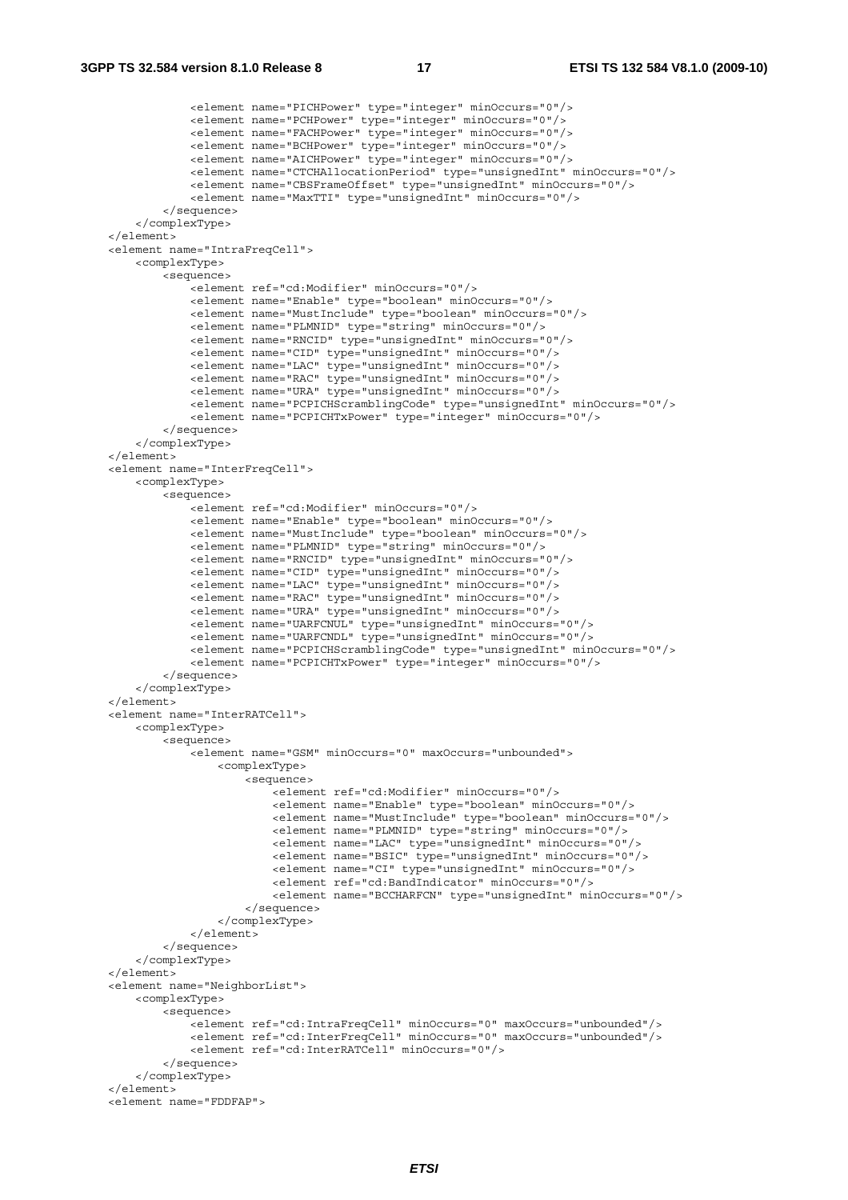```
                <element name="PICHPower" type="integer" minOccurs="0"/>
                <element name="PCHPower" type="integer" minOccurs="0"/>
                <element name="FACHPower" type="integer" minOccurs="0"/>
                <element name="BCHPower" type="integer" minOccurs="0"/>
                <element name="AICHPower" type="integer" minOccurs="0"/>
                <element name="CTCHAllocationPeriod" type="unsignedInt" minOccurs="0"/>
                <element name="CBSFrameOffset" type="unsignedInt" minOccurs="0"/>
                <element name="MaxTTI" type="unsignedInt" minOccurs="0"/>
            </sequence>
        </complexType>
    </element>
    <element name="IntraFreqCell">
        <complexType>
            <sequence>
                <element ref="cd:Modifier" minOccurs="0"/>
                <element name="Enable" type="boolean" minOccurs="0"/>
                <element name="MustInclude" type="boolean" minOccurs="0"/>
                <element name="PLMNID" type="string" minOccurs="0"/>
                <element name="RNCID" type="unsignedInt" minOccurs="0"/>
                <element name="CID" type="unsignedInt" minOccurs="0"/>
                <element name="LAC" type="unsignedInt" minOccurs="0"/>
                <element name="RAC" type="unsignedInt" minOccurs="0"/>
                <element name="URA" type="unsignedInt" minOccurs="0"/>
                <element name="PCPICHScramblingCode" type="unsignedInt" minOccurs="0"/>
                <element name="PCPICHTxPower" type="integer" minOccurs="0"/>
            </sequence>
        </complexType>
    </element>
    <element name="InterFreqCell">
        <complexType>
            <sequence>
                <element ref="cd:Modifier" minOccurs="0"/>
                <element name="Enable" type="boolean" minOccurs="0"/>
                <element name="MustInclude" type="boolean" minOccurs="0"/>
                <element name="PLMNID" type="string" minOccurs="0"/>
                <element name="RNCID" type="unsignedInt" minOccurs="0"/>
                <element name="CID" type="unsignedInt" minOccurs="0"/>
                <element name="LAC" type="unsignedInt" minOccurs="0"/>
                <element name="RAC" type="unsignedInt" minOccurs="0"/>
                <element name="URA" type="unsignedInt" minOccurs="0"/>
                <element name="UARFCNUL" type="unsignedInt" minOccurs="0"/>
                <element name="UARFCNDL" type="unsignedInt" minOccurs="0"/>
                <element name="PCPICHScramblingCode" type="unsignedInt" minOccurs="0"/>
                <element name="PCPICHTxPower" type="integer" minOccurs="0"/>
            </sequence>
        </complexType>
    </element>
    <element name="InterRATCell">
        <complexType>
            <sequence>
                <element name="GSM" minOccurs="0" maxOccurs="unbounded">
                    <complexType>
                        <sequence>
                            <element ref="cd:Modifier" minOccurs="0"/>
                            <element name="Enable" type="boolean" minOccurs="0"/>
                            <element name="MustInclude" type="boolean" minOccurs="0"/>
                            <element name="PLMNID" type="string" minOccurs="0"/>
                            <element name="LAC" type="unsignedInt" minOccurs="0"/>
                            <element name="BSIC" type="unsignedInt" minOccurs="0"/>
                            <element name="CI" type="unsignedInt" minOccurs="0"/>
                            <element ref="cd:BandIndicator" minOccurs="0"/>
                            <element name="BCCHARFCN" type="unsignedInt" minOccurs="0"/>
                        </sequence>
                    </complexType>
                </element>
            </sequence>
        </complexType>
    </element>
    <element name="NeighborList">
        <complexType>
            <sequence>
                <element ref="cd:IntraFreqCell" minOccurs="0" maxOccurs="unbounded"/>
                <element ref="cd:InterFreqCell" minOccurs="0" maxOccurs="unbounded"/>
                <element ref="cd:InterRATCell" minOccurs="0"/>
            </sequence>
        </complexType>
    </element>
    <element name="FDDFAP">
```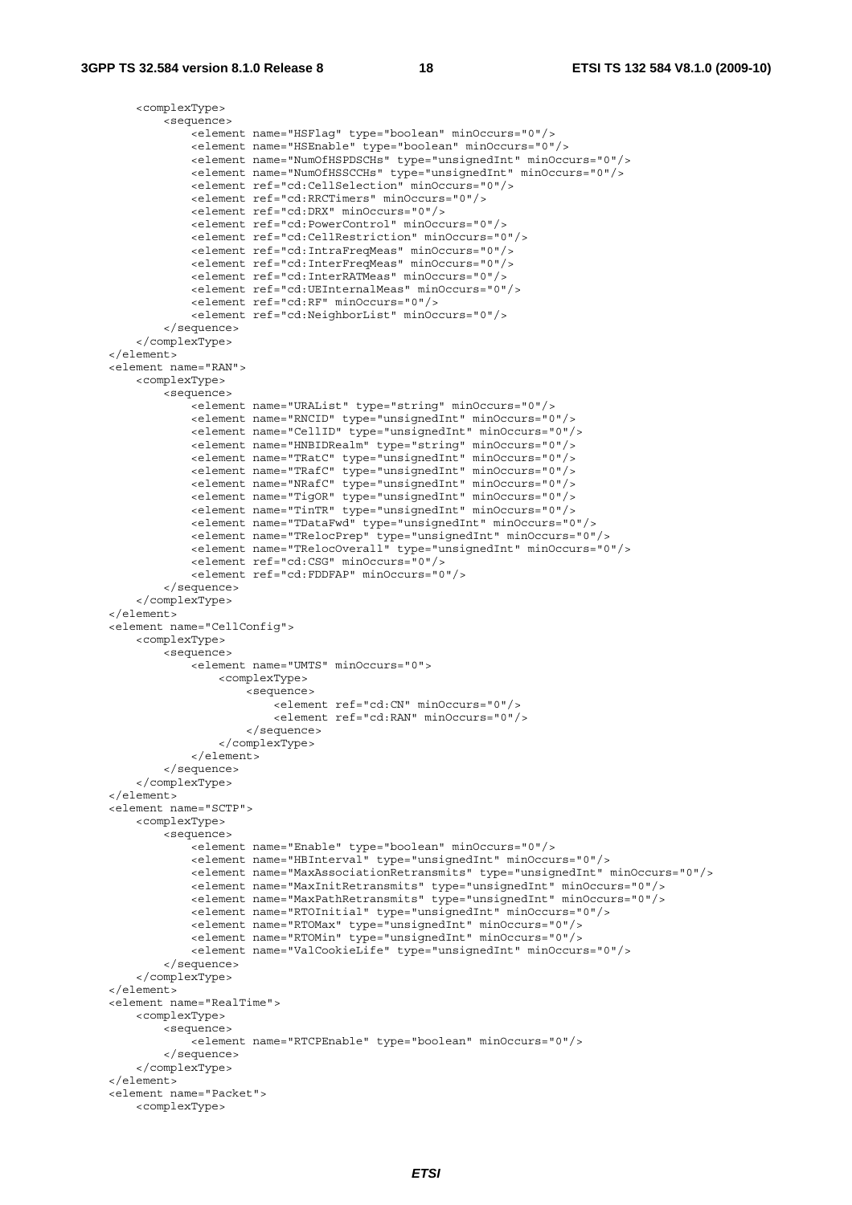```
        <complexType>
            <sequence>
                <element name="HSFlag" type="boolean" minOccurs="0"/>
                <element name="HSEnable" type="boolean" minOccurs="0"/>
                <element name="NumOfHSPDSCHs" type="unsignedInt" minOccurs="0"/>
                <element name="NumOfHSSCCHs" type="unsignedInt" minOccurs="0"/>
                <element ref="cd:CellSelection" minOccurs="0"/>
                <element ref="cd:RRCTimers" minOccurs="0"/>
                <element ref="cd:DRX" minOccurs="0"/>
                <element ref="cd:PowerControl" minOccurs="0"/>
                <element ref="cd:CellRestriction" minOccurs="0"/>
                <element ref="cd:IntraFreqMeas" minOccurs="0"/>
                <element ref="cd:InterFreqMeas" minOccurs="0"/>
                <element ref="cd:InterRATMeas" minOccurs="0"/>
                <element ref="cd:UEInternalMeas" minOccurs="0"/>
                <element ref="cd:RF" minOccurs="0"/>
                <element ref="cd:NeighborList" minOccurs="0"/>
            </sequence>
        </complexType>
    </element>
    <element name="RAN">
        <complexType>
            <sequence>
                <element name="URAList" type="string" minOccurs="0"/>
                <element name="RNCID" type="unsignedInt" minOccurs="0"/>
                <element name="CellID" type="unsignedInt" minOccurs="0"/>
                <element name="HNBIDRealm" type="string" minOccurs="0"/>
                <element name="TRatC" type="unsignedInt" minOccurs="0"/>
                <element name="TRafC" type="unsignedInt" minOccurs="0"/>
                <element name="NRafC" type="unsignedInt" minOccurs="0"/>
                <element name="TigOR" type="unsignedInt" minOccurs="0"/>
                <element name="TinTR" type="unsignedInt" minOccurs="0"/>
                <element name="TDataFwd" type="unsignedInt" minOccurs="0"/>
                <element name="TRelocPrep" type="unsignedInt" minOccurs="0"/>
                <element name="TRelocOverall" type="unsignedInt" minOccurs="0"/>
                <element ref="cd:CSG" minOccurs="0"/>
                <element ref="cd:FDDFAP" minOccurs="0"/>
            </sequence>
        </complexType>
    </element>
    <element name="CellConfig">
        <complexType>
            <sequence>
                <element name="UMTS" minOccurs="0">
                    <complexType>
                        <sequence>
                            <element ref="cd:CN" minOccurs="0"/>
                            <element ref="cd:RAN" minOccurs="0"/>
                        </sequence>
                    </complexType>
                </element>
            </sequence>
        </complexType>
    </element>
    <element name="SCTP">
        <complexType>
            <sequence>
                <element name="Enable" type="boolean" minOccurs="0"/>
                <element name="HBInterval" type="unsignedInt" minOccurs="0"/>
                <element name="MaxAssociationRetransmits" type="unsignedInt" minOccurs="0"/>
                <element name="MaxInitRetransmits" type="unsignedInt" minOccurs="0"/>
                <element name="MaxPathRetransmits" type="unsignedInt" minOccurs="0"/>
                <element name="RTOInitial" type="unsignedInt" minOccurs="0"/>
                <element name="RTOMax" type="unsignedInt" minOccurs="0"/>
                <element name="RTOMin" type="unsignedInt" minOccurs="0"/>
                <element name="ValCookieLife" type="unsignedInt" minOccurs="0"/>
            </sequence>
        </complexType>
    </element>
    <element name="RealTime">
        <complexType>
            <sequence>
                <element name="RTCPEnable" type="boolean" minOccurs="0"/>
            </sequence>
        </complexType>
    </element>
    <element name="Packet">
        <complexType>
```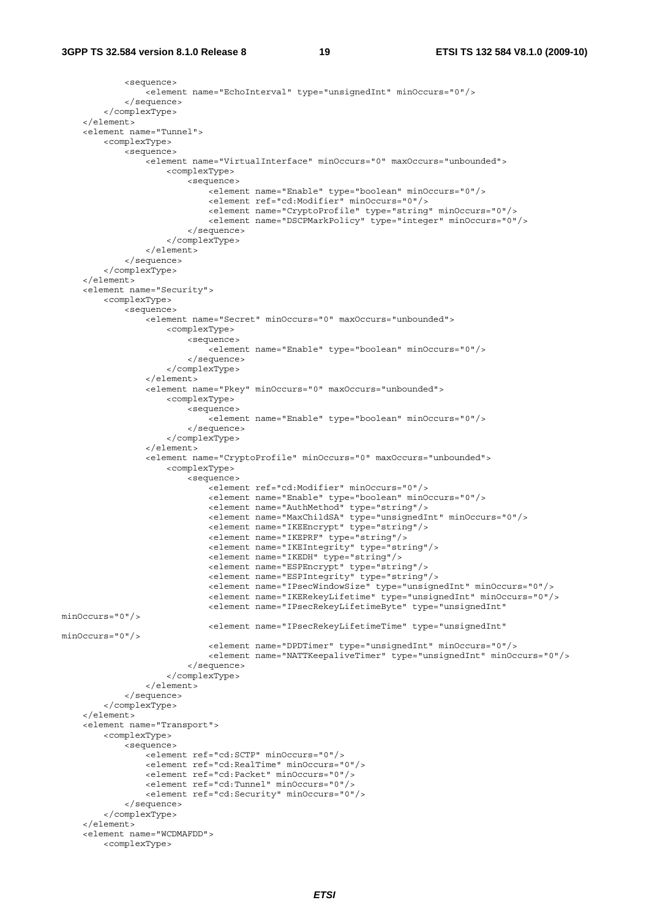```
            <sequence>
                <element name="EchoInterval" type="unsignedInt" minOccurs="0"/>
            </sequence>
        </complexType>
    </element>
    <element name="Tunnel">
        <complexType>
            <sequence>
                <element name="VirtualInterface" minOccurs="0" maxOccurs="unbounded">
                    <complexType>
                        <sequence>
                            <element name="Enable" type="boolean" minOccurs="0"/>
                            <element ref="cd:Modifier" minOccurs="0"/>
                            <element name="CryptoProfile" type="string" minOccurs="0"/>
                            <element name="DSCPMarkPolicy" type="integer" minOccurs="0"/>
                        </sequence>
                    </complexType>
                </element>
            </sequence>
        </complexType>
    </element>
    <element name="Security">
        <complexType>
            <sequence>
                <element name="Secret" minOccurs="0" maxOccurs="unbounded">
                    <complexType>
                        <sequence>
                            <element name="Enable" type="boolean" minOccurs="0"/>
                        </sequence>
                    </complexType>
                </element>
                <element name="Pkey" minOccurs="0" maxOccurs="unbounded">
                    <complexType>
                        <sequence>
                            <element name="Enable" type="boolean" minOccurs="0"/>
                        </sequence>
                    </complexType>
                </element>
                <element name="CryptoProfile" minOccurs="0" maxOccurs="unbounded">
                    <complexType>
                        <sequence>
                            <element ref="cd:Modifier" minOccurs="0"/>
                            <element name="Enable" type="boolean" minOccurs="0"/>
                            <element name="AuthMethod" type="string"/>
                            <element name="MaxChildSA" type="unsignedInt" minOccurs="0"/>
                            <element name="IKEEncrypt" type="string"/>
                            <element name="IKEPRF" type="string"/>
                            <element name="IKEIntegrity" type="string"/>
                            <element name="IKEDH" type="string"/>
                            <element name="ESPEncrypt" type="string"/>
                            <element name="ESPIntegrity" type="string"/>
                            <element name="IPsecWindowSize" type="unsignedInt" minOccurs="0"/>
                            <element name="IKERekeyLifetime" type="unsignedInt" minOccurs="0"/>
                            <element name="IPsecRekeyLifetimeByte" type="unsignedInt"
minOccurs="0"/>
                            <element name="IPsecRekeyLifetimeTime" type="unsignedInt"
minOccurs="0"/>
                            <element name="DPDTimer" type="unsignedInt" minOccurs="0"/>
                            <element name="NATTKeepaliveTimer" type="unsignedInt" minOccurs="0"/>
                        </sequence>
                    </complexType>
                </element>
            </sequence>
        </complexType>
    </element>
    <element name="Transport">
        <complexType>
            <sequence>
                <element ref="cd:SCTP" minOccurs="0"/>
                <element ref="cd:RealTime" minOccurs="0"/>
                <element ref="cd:Packet" minOccurs="0"/>
                <element ref="cd:Tunnel" minOccurs="0"/>
                <element ref="cd:Security" minOccurs="0"/>
            </sequence>
        </complexType>
    </element>
    <element name="WCDMAFDD">
        <complexType>
```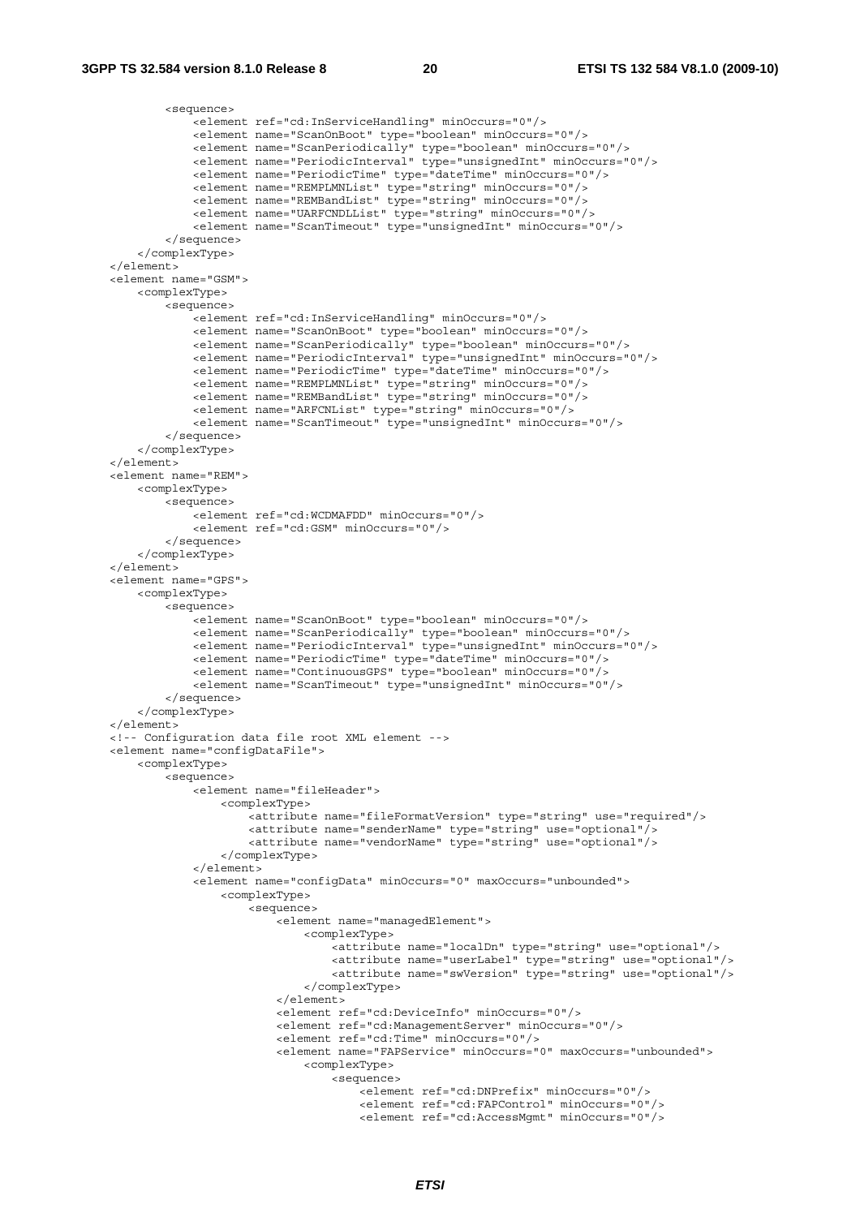```
            <sequence>
                <element ref="cd:InServiceHandling" minOccurs="0"/>
                <element name="ScanOnBoot" type="boolean" minOccurs="0"/>
                <element name="ScanPeriodically" type="boolean" minOccurs="0"/>
                <element name="PeriodicInterval" type="unsignedInt" minOccurs="0"/>
                <element name="PeriodicTime" type="dateTime" minOccurs="0"/>
                <element name="REMPLMNList" type="string" minOccurs="0"/>
                <element name="REMBandList" type="string" minOccurs="0"/>
                <element name="UARFCNDLList" type="string" minOccurs="0"/>
                <element name="ScanTimeout" type="unsignedInt" minOccurs="0"/>
            </sequence>
        </complexType>
    </element>
    <element name="GSM">
        <complexType>
            <sequence>
                <element ref="cd:InServiceHandling" minOccurs="0"/>
                <element name="ScanOnBoot" type="boolean" minOccurs="0"/>
                <element name="ScanPeriodically" type="boolean" minOccurs="0"/>
                <element name="PeriodicInterval" type="unsignedInt" minOccurs="0"/>
                <element name="PeriodicTime" type="dateTime" minOccurs="0"/>
                <element name="REMPLMNList" type="string" minOccurs="0"/>
                <element name="REMBandList" type="string" minOccurs="0"/>
                <element name="ARFCNList" type="string" minOccurs="0"/>
                <element name="ScanTimeout" type="unsignedInt" minOccurs="0"/>
            </sequence>
        </complexType>
    </element>
    <element name="REM">
        <complexType>
            <sequence>
                <element ref="cd:WCDMAFDD" minOccurs="0"/>
                <element ref="cd:GSM" minOccurs="0"/>
            </sequence>
        </complexType>
    </element>
    <element name="GPS">
        <complexType>
            <sequence>
                <element name="ScanOnBoot" type="boolean" minOccurs="0"/>
                <element name="ScanPeriodically" type="boolean" minOccurs="0"/>
                <element name="PeriodicInterval" type="unsignedInt" minOccurs="0"/>
                <element name="PeriodicTime" type="dateTime" minOccurs="0"/>
                <element name="ContinuousGPS" type="boolean" minOccurs="0"/>
                <element name="ScanTimeout" type="unsignedInt" minOccurs="0"/>
            </sequence>
        </complexType>
    </element>
    <!-- Configuration data file root XML element -->
    <element name="configDataFile">
        <complexType>
            <sequence>
                <element name="fileHeader">
                    <complexType>
                        <attribute name="fileFormatVersion" type="string" use="required"/>
                        <attribute name="senderName" type="string" use="optional"/>
                        <attribute name="vendorName" type="string" use="optional"/>
                    </complexType>
                </element>
                <element name="configData" minOccurs="0" maxOccurs="unbounded">
                    <complexType>
                        <sequence>
                            <element name="managedElement">
                                <complexType>
                                    <attribute name="localDn" type="string" use="optional"/>
                                    <attribute name="userLabel" type="string" use="optional"/>
                                    <attribute name="swVersion" type="string" use="optional"/>
                                </complexType>
                            </element>
                            <element ref="cd:DeviceInfo" minOccurs="0"/>
                            <element ref="cd:ManagementServer" minOccurs="0"/>
                            <element ref="cd:Time" minOccurs="0"/>
                            <element name="FAPService" minOccurs="0" maxOccurs="unbounded">
                                <complexType>
                                    <sequence>
                                        <element ref="cd:DNPrefix" minOccurs="0"/>
                                        <element ref="cd:FAPControl" minOccurs="0"/>
                                        <element ref="cd:AccessMgmt" minOccurs="0"/>
```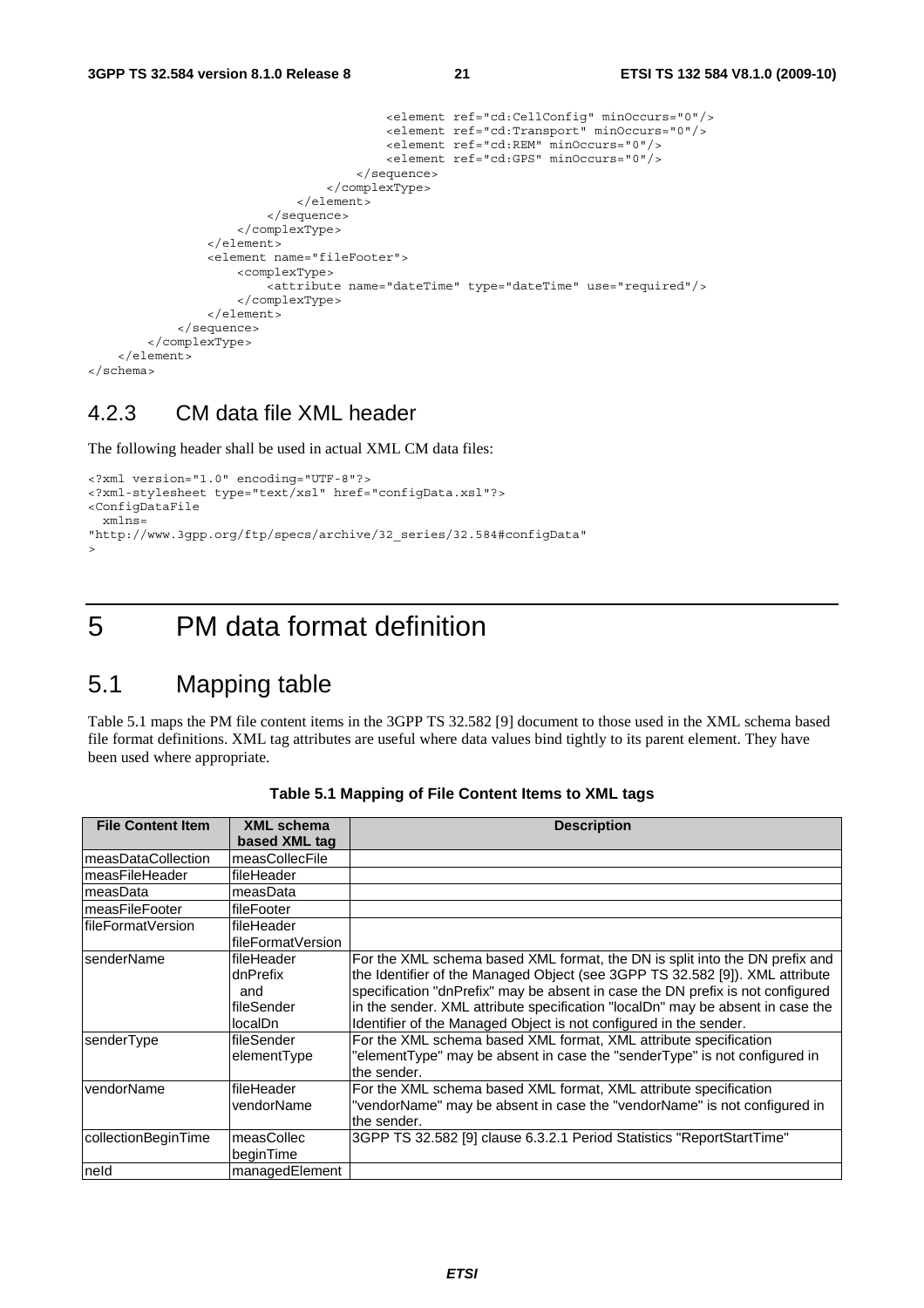```
                                        <element ref="cd:CellConfig" minOccurs="0"/>
                                        <element ref="cd:Transport" minOccurs="0"/>
                                        <element ref="cd:REM" minOccurs="0"/>
                                        <element ref="cd:GPS" minOccurs="0"/>
                                    </sequence>
                                </complexType>
                            </element>
                        </sequence>
                    </complexType>
                </element>
                <element name="fileFooter">
                    <complexType>
                        <attribute name="dateTime" type="dateTime" use="required"/>
                    </complexType>
                </element>
            </sequence>
        </complexType>
    </element>
</schema>
```

### 4.2.3 CM data file XML header

The following header shall be used in actual XML CM data files:

```
<?xml version="1.0" encoding="UTF-8"?>
<?xml-stylesheet type="text/xsl" href="configData.xsl"?>
<ConfigDataFile
  xmlns=
"http://www.3gpp.org/ftp/specs/archive/32_series/32.584#configData"
>
```

# 5 PM data format definition

## 5.1 Mapping table

Table 5.1 maps the PM file content items in the 3GPP TS 32.582 [9] document to those used in the XML schema based file format definitions. XML tag attributes are useful where data values bind tightly to its parent element. They have been used where appropriate.

**Table 5.1 Mapping of File Content Items to XML tags**

| File Content Item | XML schema based XML tag | Description |
|---|---|---|
| measDataCollection | measCollecFile | |
| measFileHeader | fileHeader | |
| measData | measData | |
| measFileFooter | fileFooter | |
| fileFormatVersion | fileHeader fileFormatVersion | |
| senderName | fileHeader dnPrefix and fileSender localDn | For the XML schema based XML format, the DN is split into the DN prefix and the Identifier of the Managed Object (see 3GPP TS 32.582 [9]). XML attribute specification "dnPrefix" may be absent in case the DN prefix is not configured in the sender. XML attribute specification "localDn" may be absent in case the Identifier of the Managed Object is not configured in the sender. |
| senderType | fileSender elementType | For the XML schema based XML format, XML attribute specification "elementType" may be absent in case the "senderType" is not configured in the sender. |
| vendorName | fileHeader vendorName | For the XML schema based XML format, XML attribute specification "vendorName" may be absent in case the "vendorName" is not configured in the sender. |
| collectionBeginTime | measCollec beginTime | 3GPP TS 32.582 [9] clause 6.3.2.1 Period Statistics "ReportStartTime" |
| neId | managedElement | |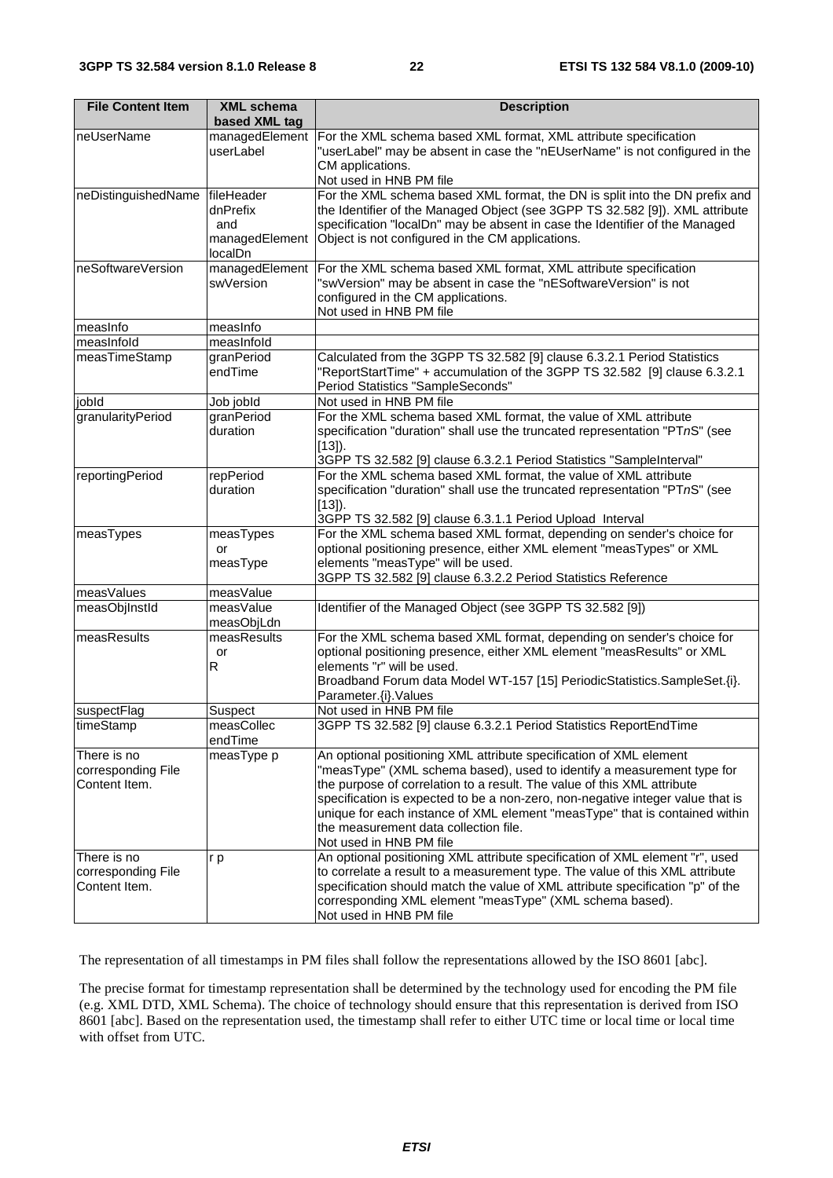| File Content Item | XML schema based XML tag | Description |
| --- | --- | --- |
| neUserName | managedElement userLabel | For the XML schema based XML format, XML attribute specification "userLabel" may be absent in case the "nEUserName" is not configured in the CM applications. Not used in HNB PM file |
| neDistinguishedName | fileHeader dnPrefix and managedElement localDn | For the XML schema based XML format, the DN is split into the DN prefix and the Identifier of the Managed Object (see 3GPP TS 32.582 [9]). XML attribute specification "localDn" may be absent in case the Identifier of the Managed Object is not configured in the CM applications. |
| neSoftwareVersion | managedElement swVersion | For the XML schema based XML format, XML attribute specification "swVersion" may be absent in case the "nESoftwareVersion" is not configured in the CM applications. Not used in HNB PM file |
| measInfo | measInfo | |
| measInfoId | measInfoId | |
| measTimeStamp | granPeriod endTime | Calculated from the 3GPP TS 32.582 [9] clause 6.3.2.1 Period Statistics "ReportStartTime" + accumulation of the 3GPP TS 32.582 [9] clause 6.3.2.1 Period Statistics "SampleSeconds" |
| jobId | Job jobId | Not used in HNB PM file |
| granularityPeriod | granPeriod duration | For the XML schema based XML format, the value of XML attribute specification "duration" shall use the truncated representation "PT*n*S" (see [13]). 3GPP TS 32.582 [9] clause 6.3.2.1 Period Statistics "SampleInterval" |
| reportingPeriod | repPeriod duration | For the XML schema based XML format, the value of XML attribute specification "duration" shall use the truncated representation "PT*n*S" (see [13]). 3GPP TS 32.582 [9] clause 6.3.1.1 Period Upload Interval |
| measTypes | measTypes or measType | For the XML schema based XML format, depending on sender's choice for optional positioning presence, either XML element "measTypes" or XML elements "measType" will be used. 3GPP TS 32.582 [9] clause 6.3.2.2 Period Statistics Reference |
| measValues | measValue | |
| measObjInstId | measValue measObjLdn | Identifier of the Managed Object (see 3GPP TS 32.582 [9]) |
| measResults | measResults or R | For the XML schema based XML format, depending on sender's choice for optional positioning presence, either XML element "measResults" or XML elements "r" will be used. Broadband Forum data Model WT-157 [15] PeriodicStatistics.SampleSet.{i}. Parameter.{i}.Values |
| suspectFlag | Suspect | Not used in HNB PM file |
| timeStamp | measCollec endTime | 3GPP TS 32.582 [9] clause 6.3.2.1 Period Statistics ReportEndTime |
| There is no corresponding File Content Item. | measType p | An optional positioning XML attribute specification of XML element "measType" (XML schema based), used to identify a measurement type for the purpose of correlation to a result. The value of this XML attribute specification is expected to be a non-zero, non-negative integer value that is unique for each instance of XML element "measType" that is contained within the measurement data collection file. Not used in HNB PM file |
| There is no corresponding File Content Item. | r p | An optional positioning XML attribute specification of XML element "r", used to correlate a result to a measurement type. The value of this XML attribute specification should match the value of XML attribute specification "p" of the corresponding XML element "measType" (XML schema based). Not used in HNB PM file |

The representation of all timestamps in PM files shall follow the representations allowed by the ISO 8601 [abc].

The precise format for timestamp representation shall be determined by the technology used for encoding the PM file (e.g. XML DTD, XML Schema). The choice of technology should ensure that this representation is derived from ISO 8601 [abc]. Based on the representation used, the timestamp shall refer to either UTC time or local time or local time with offset from UTC.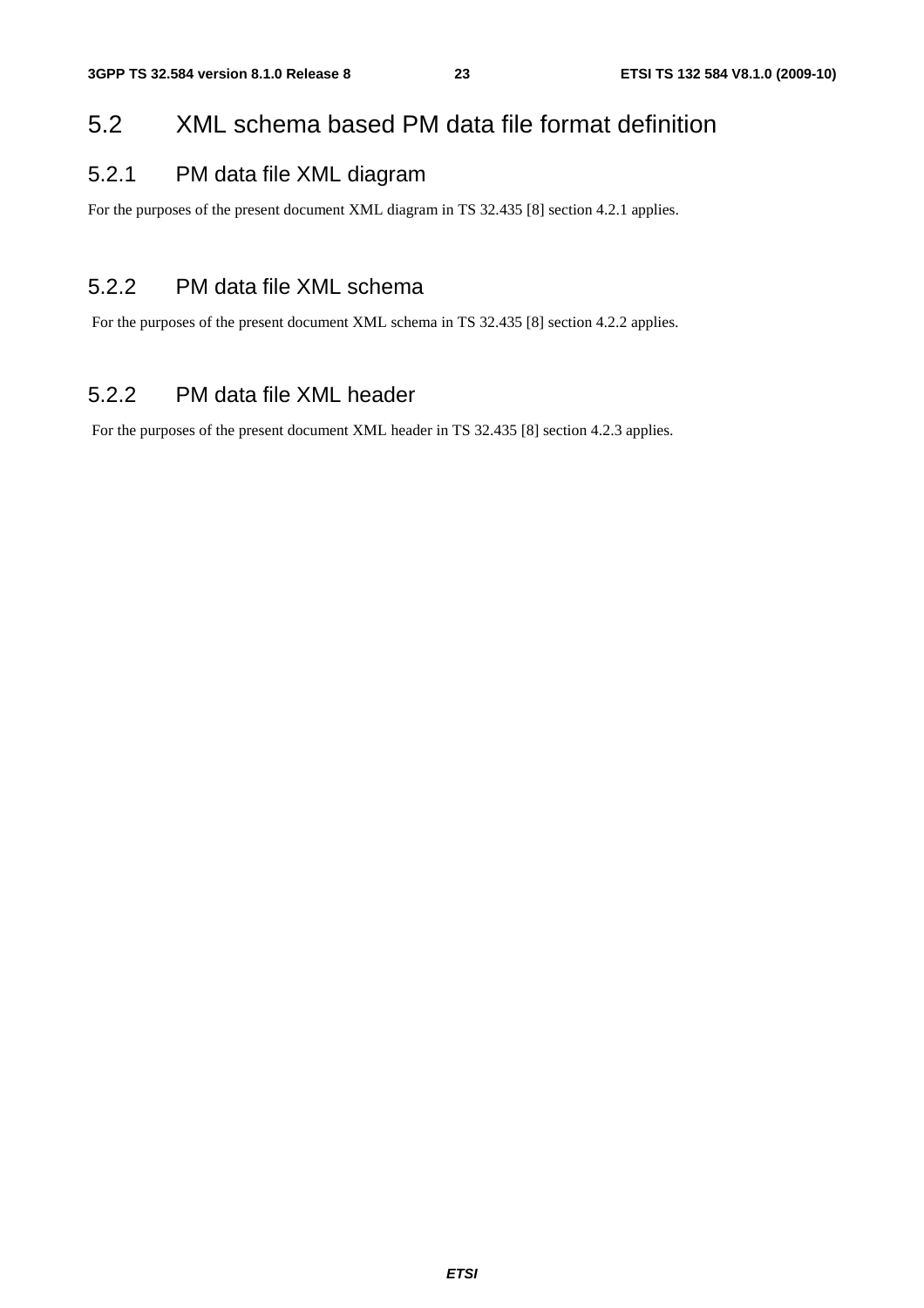## 5.2 XML schema based PM data file format definition

### 5.2.1 PM data file XML diagram

For the purposes of the present document XML diagram in TS 32.435 [8] section 4.2.1 applies.

### 5.2.2 PM data file XML schema

For the purposes of the present document XML schema in TS 32.435 [8] section 4.2.2 applies.

### 5.2.2 PM data file XML header

For the purposes of the present document XML header in TS 32.435 [8] section 4.2.3 applies.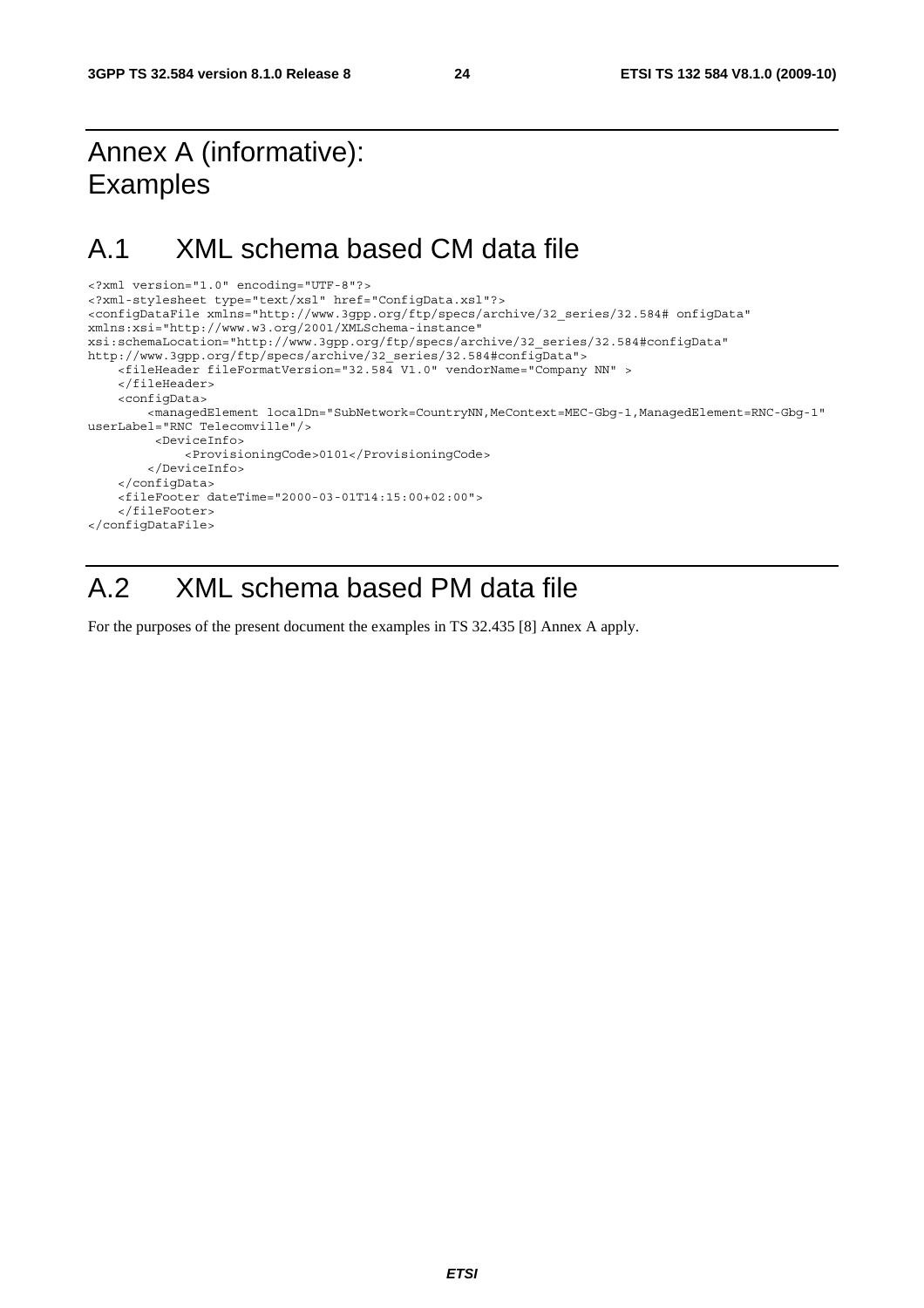# Annex A (informative): Examples

## A.1 XML schema based CM data file

```
<?xml version="1.0" encoding="UTF-8"?>
<?xml-stylesheet type="text/xsl" href="ConfigData.xsl"?>
<configDataFile xmlns="http://www.3gpp.org/ftp/specs/archive/32_series/32.584# onfigData"
xmlns:xsi="http://www.w3.org/2001/XMLSchema-instance"
xsi:schemaLocation="http://www.3gpp.org/ftp/specs/archive/32_series/32.584#configData"
http://www.3gpp.org/ftp/specs/archive/32_series/32.584#configData">
    <fileHeader fileFormatVersion="32.584 V1.0" vendorName="Company NN" >
    </fileHeader>
    <configData>
        <managedElement localDn="SubNetwork=CountryNN,MeContext=MEC-Gbg-1,ManagedElement=RNC-Gbg-1"
userLabel="RNC Telecomville"/>
         <DeviceInfo>
             <ProvisioningCode>0101</ProvisioningCode>
        </DeviceInfo>
    </configData>
    <fileFooter dateTime="2000-03-01T14:15:00+02:00">
    </fileFooter>
</configDataFile>
```

## A.2 XML schema based PM data file

For the purposes of the present document the examples in TS 32.435 [8] Annex A apply.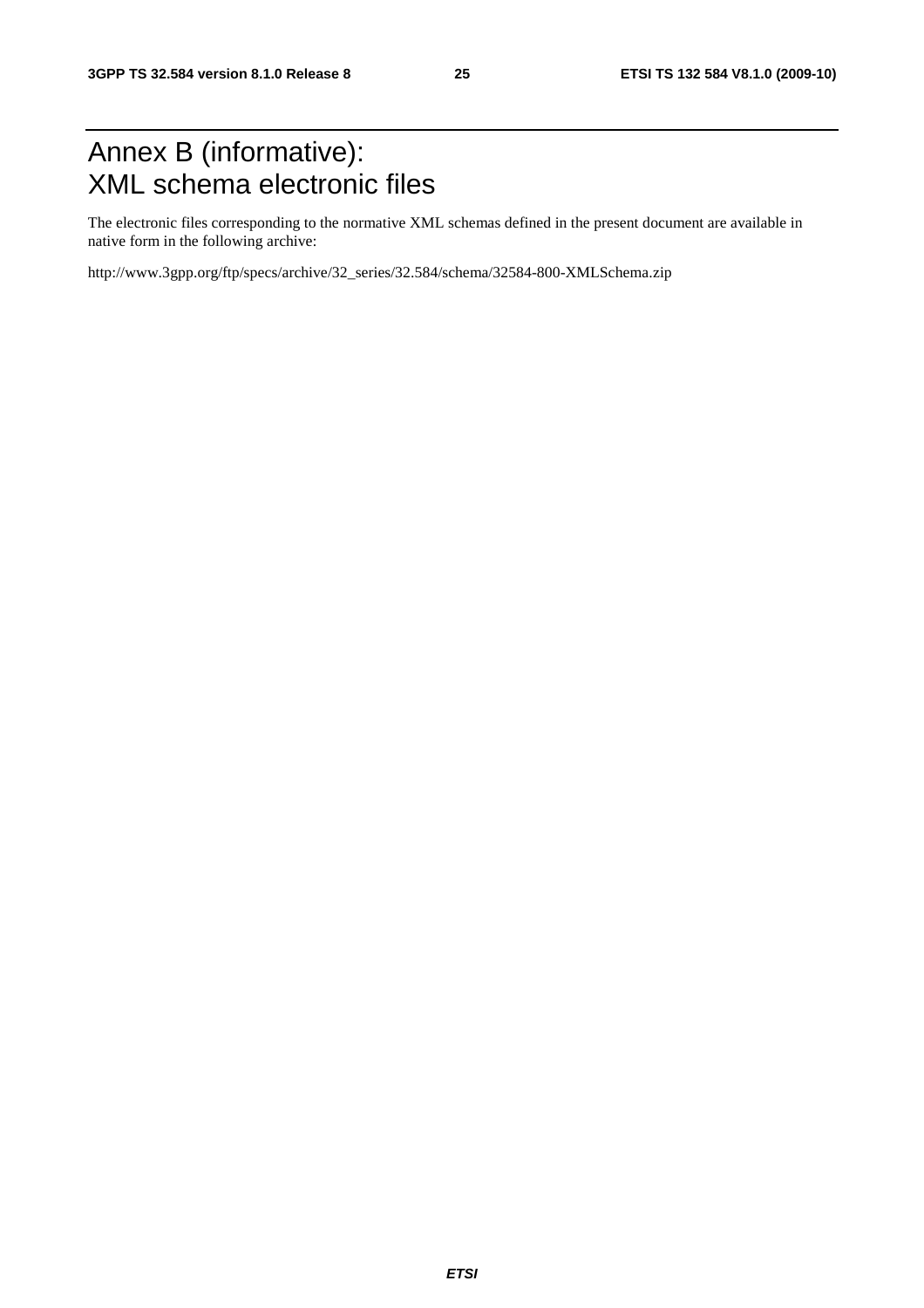# Annex B (informative): XML schema electronic files

The electronic files corresponding to the normative XML schemas defined in the present document are available in native form in the following archive:

http://www.3gpp.org/ftp/specs/archive/32_series/32.584/schema/32584-800-XMLSchema.zip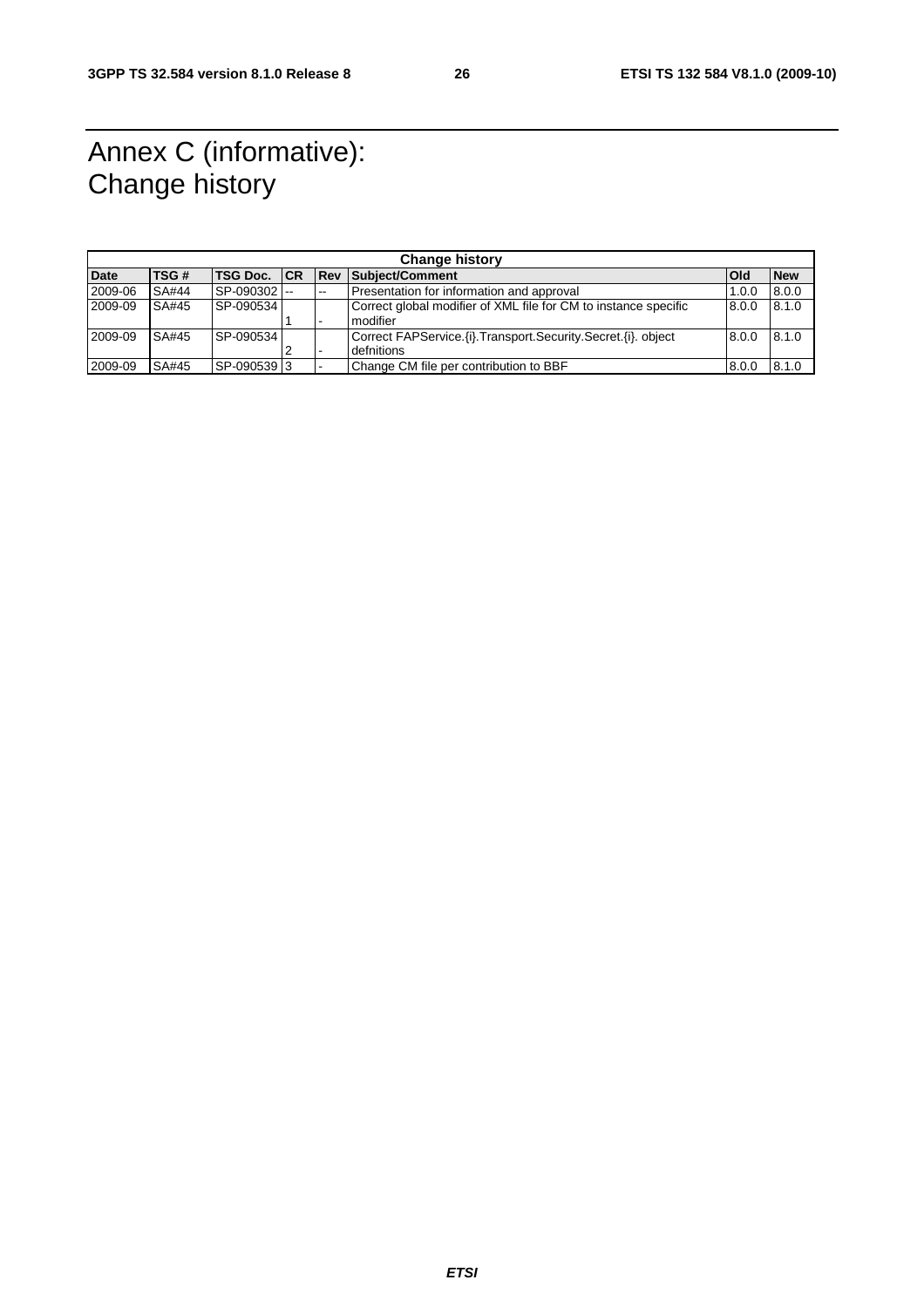# Annex C (informative): Change history

| Change history | | | | | | | |
|---|---|---|---|---|---|---|---|
| **Date** | **TSG #** | **TSG Doc.** | **CR** | **Rev** | **Subject/Comment** | **Old** | **New** |
| 2009-06 | SA#44 | SP-090302 | -- | -- | Presentation for information and approval | 1.0.0 | 8.0.0 |
| 2009-09 | SA#45 | SP-090534 | 1 | - | Correct global modifier of XML file for CM to instance specific modifier | 8.0.0 | 8.1.0 |
| 2009-09 | SA#45 | SP-090534 | 2 | - | Correct FAPService.{i}.Transport.Security.Secret.{i}. object defnitions | 8.0.0 | 8.1.0 |
| 2009-09 | SA#45 | SP-090539 | 3 | - | Change CM file per contribution to BBF | 8.0.0 | 8.1.0 |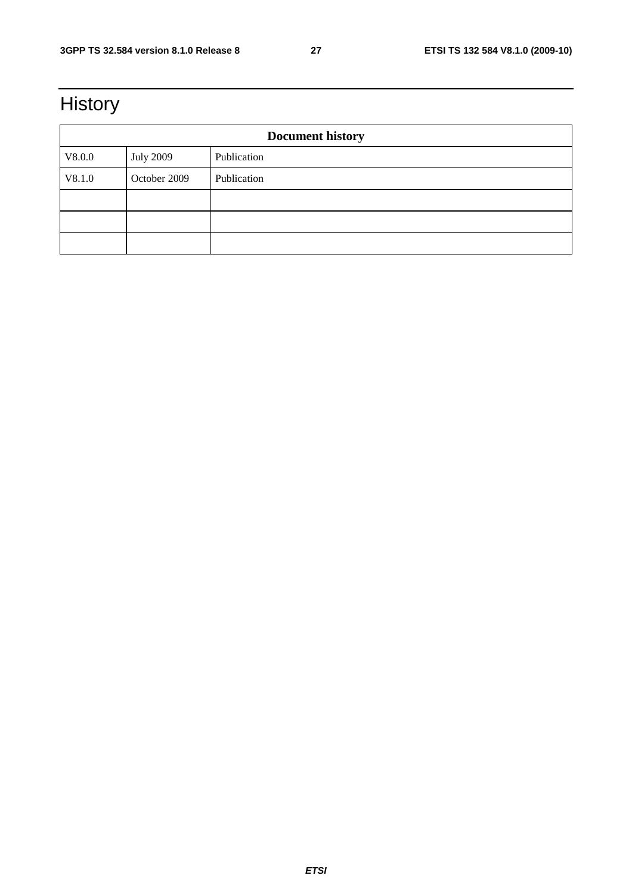# History

| Document history | | |
|---|---|---|
| V8.0.0 | July 2009 | Publication |
| V8.1.0 | October 2009 | Publication |
| | | |
| | | |
| | | |